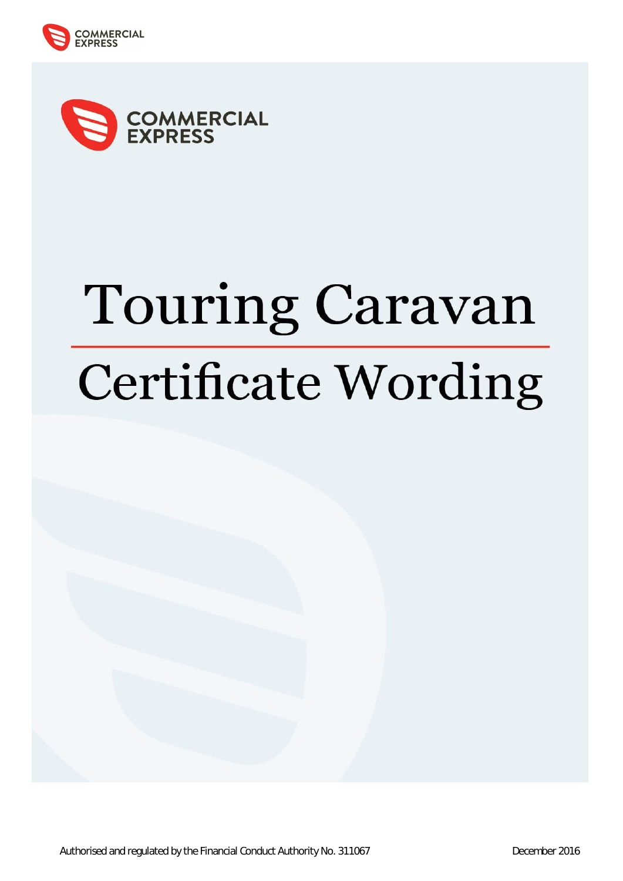COMMERCIAL EXPRESS

# Touring Caravan

## Certificate Wording

Authorised and regulated by the Financial Conduct Authority No. 311067

December 2016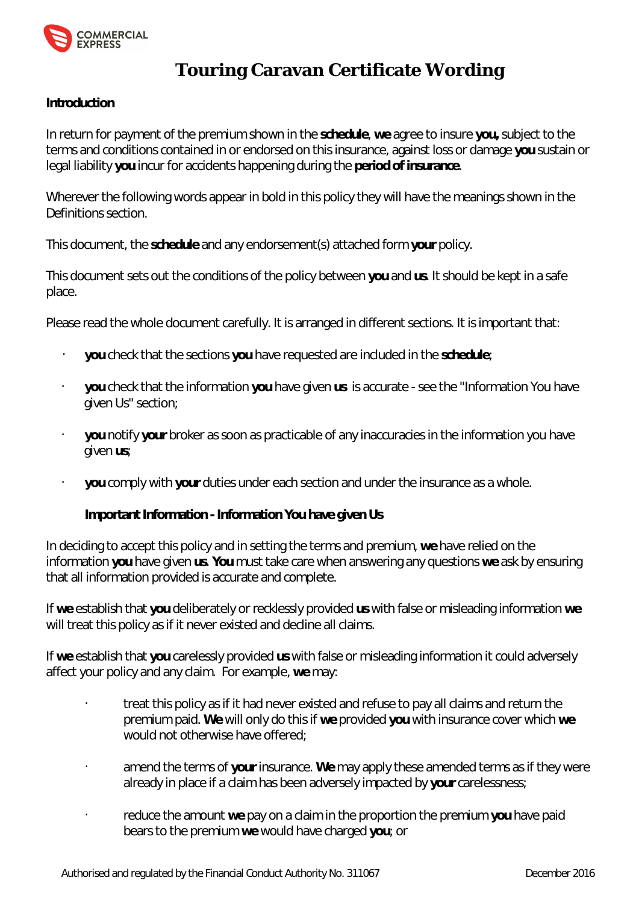# Touring Caravan Certificate Wording

**Introduction**

In return for payment of the premium shown in the **schedule**, **we** agree to insure **you,** subject to the terms and conditions contained in or endorsed on this insurance, against loss or damage **you** sustain or legal liability **you** incur for accidents happening during the **period of insurance**.

Wherever the following words appear in bold in this policy they will have the meanings shown in the Definitions section.

This document, the **schedule** and any endorsement(s) attached form **your** policy.

This document sets out the conditions of the policy between **you** and **us**. It should be kept in a safe place.

Please read the whole document carefully. It is arranged in different sections. It is important that:

- **you** check that the sections **you** have requested are included in the **schedule**;
- **you** check that the information **you** have given **us** is accurate - see the "Information You have given Us" section;
- **you** notify **your** broker as soon as practicable of any inaccuracies in the information you have given **us**;
- **you** comply with **your** duties under each section and under the insurance as a whole.

**Important Information - Information You have given Us**

In deciding to accept this policy and in setting the terms and premium, **we** have relied on the information **you** have given **us**. **You** must take care when answering any questions **we** ask by ensuring that all information provided is accurate and complete.

If **we** establish that **you** deliberately or recklessly provided **us** with false or misleading information **we** will treat this policy as if it never existed and decline all claims.

If **we** establish that **you** carelessly provided **us** with false or misleading information it could adversely affect your policy and any claim. For example, **we** may:

- treat this policy as if it had never existed and refuse to pay all claims and return the premium paid. **We** will only do this if **we** provided **you** with insurance cover which **we** would not otherwise have offered;
- amend the terms of **your** insurance. **We** may apply these amended terms as if they were already in place if a claim has been adversely impacted by **your** carelessness;
- reduce the amount **we** pay on a claim in the proportion the premium **you** have paid bears to the premium **we** would have charged **you**; or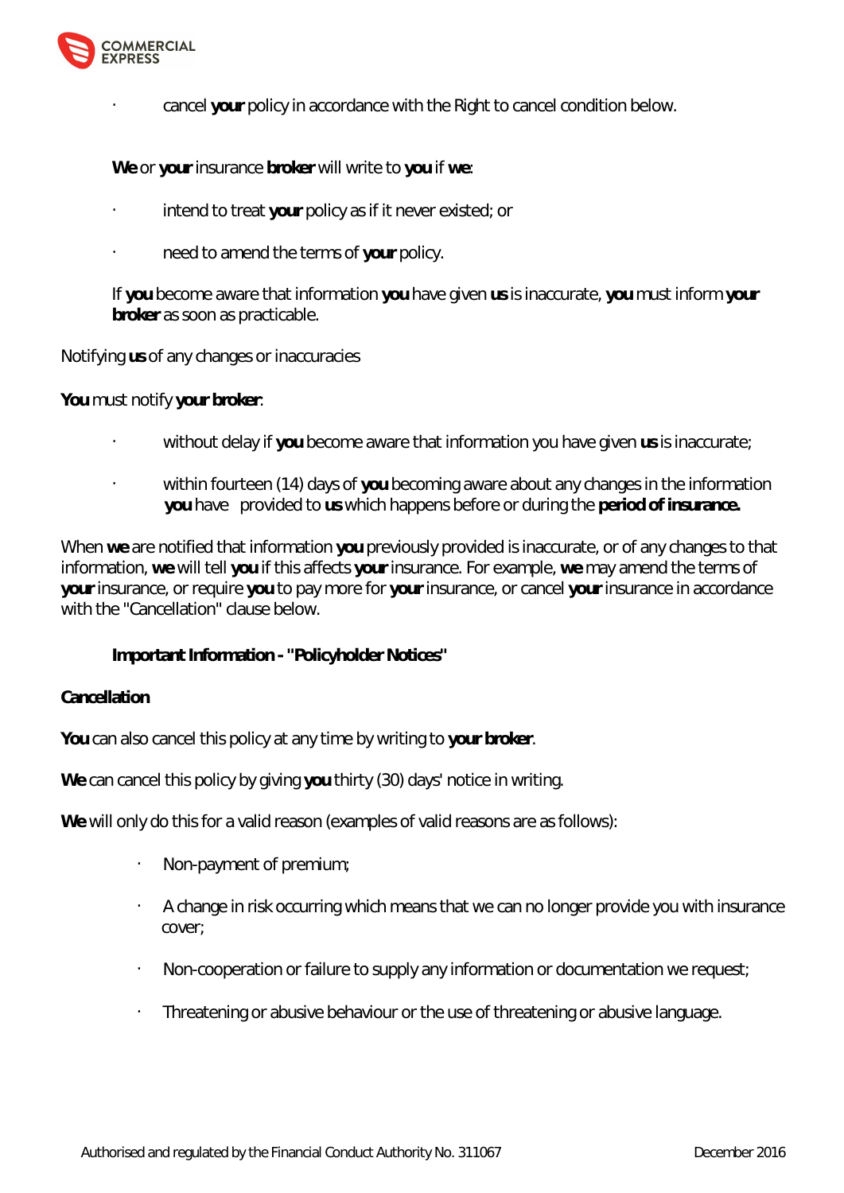- cancel **your** policy in accordance with the Right to cancel condition below.

**We** or **your** insurance **broker** will write to **you** if **we**:

- intend to treat **your** policy as if it never existed; or
- need to amend the terms of **your** policy.

If **you** become aware that information **you** have given **us** is inaccurate, **you** must inform **your broker** as soon as practicable.

Notifying **us** of any changes or inaccuracies

**You** must notify **your broker**:

- without delay if **you** become aware that information you have given **us** is inaccurate;
- within fourteen (14) days of **you** becoming aware about any changes in the information **you** have provided to **us** which happens before or during the **period of insurance.**

When **we** are notified that information **you** previously provided is inaccurate, or of any changes to that information, **we** will tell **you** if this affects **your** insurance. For example, **we** may amend the terms of **your** insurance, or require **you** to pay more for **your** insurance, or cancel **your** insurance in accordance with the "Cancellation" clause below.

**Important Information - "Policyholder Notices"**

**Cancellation**

**You** can also cancel this policy at any time by writing to **your broker**.

**We** can cancel this policy by giving **you** thirty (30) days' notice in writing.

**We** will only do this for a valid reason (examples of valid reasons are as follows):

- Non-payment of premium;
- A change in risk occurring which means that we can no longer provide you with insurance cover;
- Non-cooperation or failure to supply any information or documentation we request;
- Threatening or abusive behaviour or the use of threatening or abusive language.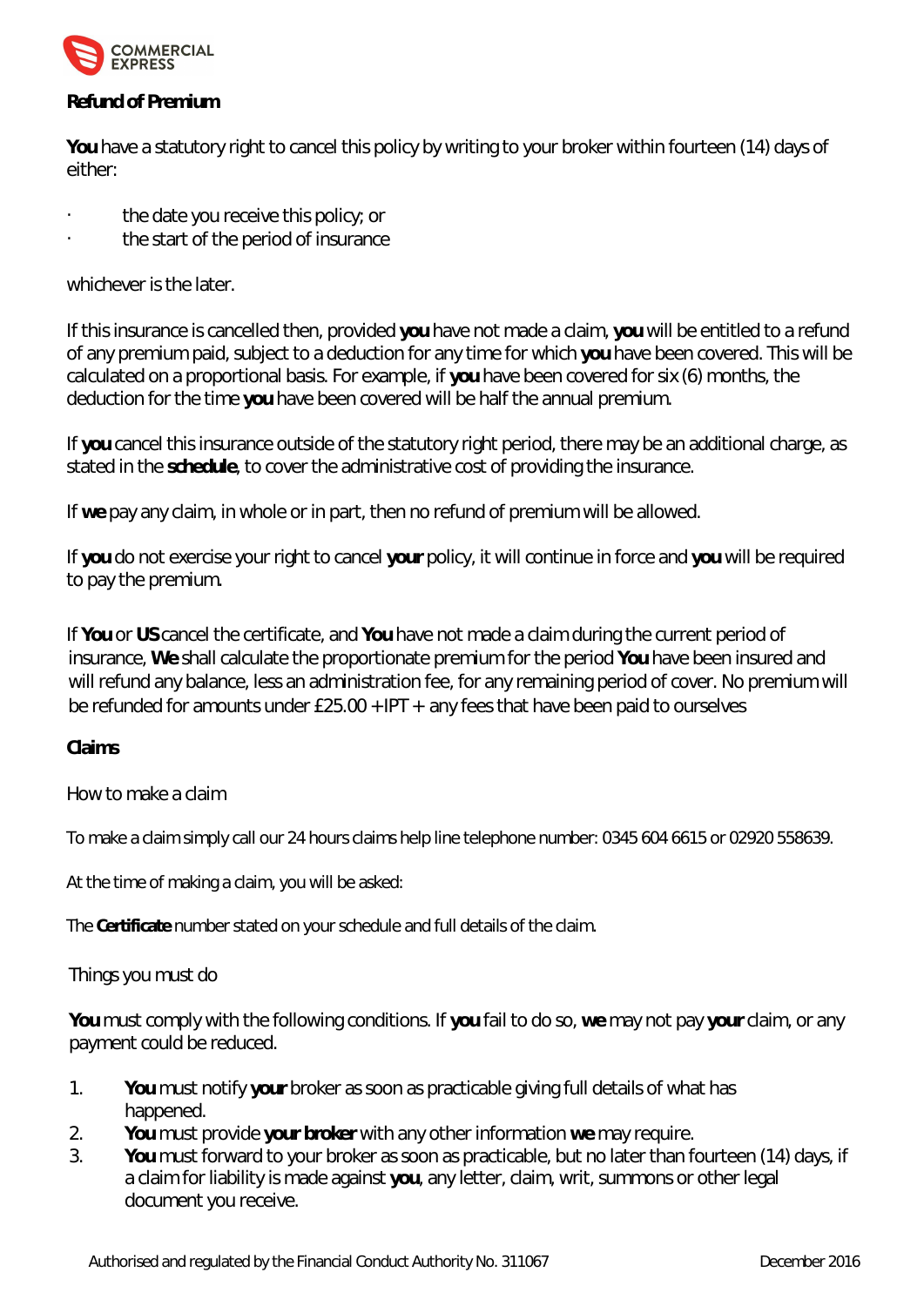**Refund of Premium**

**You** have a statutory right to cancel this policy by writing to your broker within fourteen (14) days of either:

- the date you receive this policy; or
- the start of the period of insurance

whichever is the later.

If this insurance is cancelled then, provided **you** have not made a claim, **you** will be entitled to a refund of any premium paid, subject to a deduction for any time for which **you** have been covered. This will be calculated on a proportional basis. For example, if **you** have been covered for six (6) months, the deduction for the time **you** have been covered will be half the annual premium.

If **you** cancel this insurance outside of the statutory right period, there may be an additional charge, as stated in the **schedule**, to cover the administrative cost of providing the insurance.

If **we** pay any claim, in whole or in part, then no refund of premium will be allowed.

If **you** do not exercise your right to cancel **your** policy, it will continue in force and **you** will be required to pay the premium.

If **You** or **US** cancel the certificate, and **You** have not made a claim during the current period of insurance, **We** shall calculate the proportionate premium for the period **You** have been insured and will refund any balance, less an administration fee, for any remaining period of cover. No premium will be refunded for amounts under £25.00 + IPT + any fees that have been paid to ourselves

**Claims**

How to make a claim

To make a claim simply call our 24 hours claims help line telephone number: 0345 604 6615 or 02920 558639.

At the time of making a claim, you will be asked:

The **Certificate** number stated on your schedule and full details of the claim.

Things you must do

**You** must comply with the following conditions. If **you** fail to do so, **we** may not pay **your** claim, or any payment could be reduced.

1. **You** must notify **your** broker as soon as practicable giving full details of what has happened.
2. **You** must provide **your broker** with any other information **we** may require.
3. **You** must forward to your broker as soon as practicable, but no later than fourteen (14) days, if a claim for liability is made against **you**, any letter, claim, writ, summons or other legal document you receive.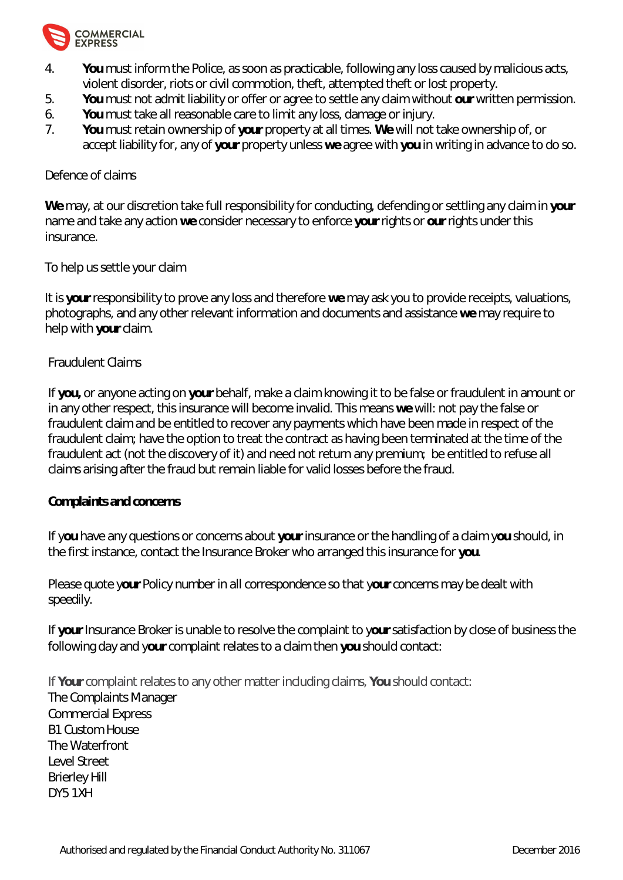4. **You** must inform the Police, as soon as practicable, following any loss caused by malicious acts, violent disorder, riots or civil commotion, theft, attempted theft or lost property.
5. **You** must not admit liability or offer or agree to settle any claim without **our** written permission.
6. **You** must take all reasonable care to limit any loss, damage or injury.
7. **You** must retain ownership of **your** property at all times. **We** will not take ownership of, or accept liability for, any of **your** property unless **we** agree with **you** in writing in advance to do so.

Defence of claims

**We** may, at our discretion take full responsibility for conducting, defending or settling any claim in **your** name and take any action **we** consider necessary to enforce **your** rights or **our** rights under this insurance.

To help us settle your claim

It is **your** responsibility to prove any loss and therefore **we** may ask you to provide receipts, valuations, photographs, and any other relevant information and documents and assistance **we** may require to help with **your** claim.

Fraudulent Claims

If **you,** or anyone acting on **your** behalf, make a claim knowing it to be false or fraudulent in amount or in any other respect, this insurance will become invalid. This means **we** will: not pay the false or fraudulent claim and be entitled to recover any payments which have been made in respect of the fraudulent claim; have the option to treat the contract as having been terminated at the time of the fraudulent act (not the discovery of it) and need not return any premium; be entitled to refuse all claims arising after the fraud but remain liable for valid losses before the fraud.

**Complaints and concerns**

If y**ou** have any questions or concerns about **your** insurance or the handling of a claim y**ou** should, in the first instance, contact the Insurance Broker who arranged this insurance for **you**.

Please quote y**our** Policy number in all correspondence so that y**our** concerns may be dealt with speedily.

If **your** Insurance Broker is unable to resolve the complaint to y**our** satisfaction by close of business the following day and y**our** complaint relates to a claim then **you** should contact:

If **Your** complaint relates to any other matter including claims, **You** should contact:
The Complaints Manager
Commercial Express
B1 Custom House
The Waterfront
Level Street
Brierley Hill
DY5 1XH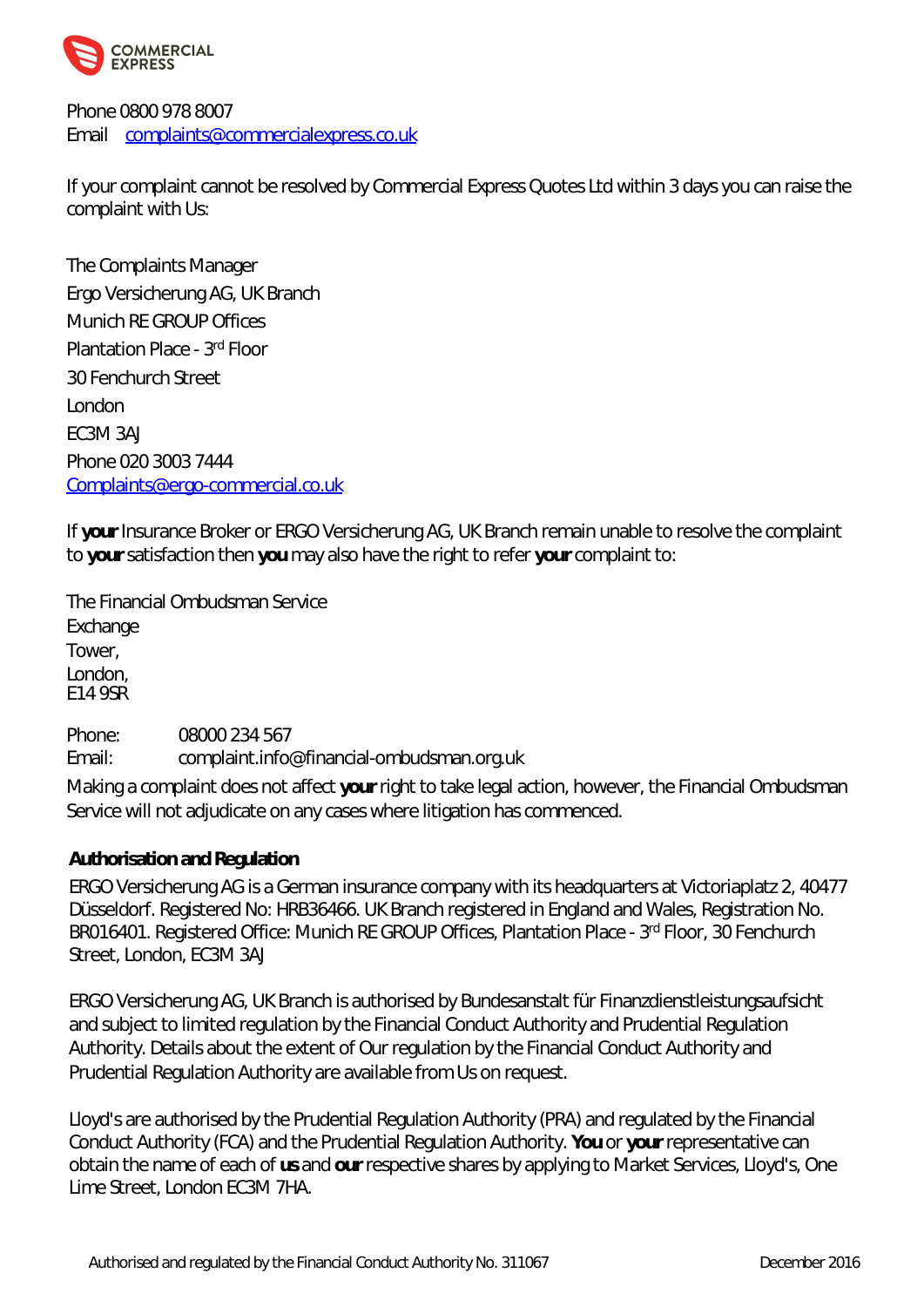Phone 0800 978 8007
Email [complaints@commercialexpress.co.uk](mailto:complaints@commercialexpress.co.uk)

If your complaint cannot be resolved by Commercial Express Quotes Ltd within 3 days you can raise the complaint with Us:

The Complaints Manager
Ergo Versicherung AG, UK Branch
Munich RE GROUP Offices
Plantation Place - 3rd Floor
30 Fenchurch Street
London
EC3M 3AJ
Phone 020 3003 7444
[Complaints@ergo-commercial.co.uk](mailto:Complaints@ergo-commercial.co.uk)

If **your** Insurance Broker or ERGO Versicherung AG, UK Branch remain unable to resolve the complaint to **your** satisfaction then **you** may also have the right to refer **your** complaint to:

The Financial Ombudsman Service
Exchange
Tower,
London,
E14 9SR

Phone: 08000 234 567
Email: complaint.info@financial-ombudsman.org.uk

Making a complaint does not affect **your** right to take legal action, however, the Financial Ombudsman Service will not adjudicate on any cases where litigation has commenced.

**Authorisation and Regulation**

ERGO Versicherung AG is a German insurance company with its headquarters at Victoriaplatz 2, 40477 Düsseldorf. Registered No: HRB36466. UK Branch registered in England and Wales, Registration No. BR016401. Registered Office: Munich RE GROUP Offices, Plantation Place - 3rd Floor, 30 Fenchurch Street, London, EC3M 3AJ

ERGO Versicherung AG, UK Branch is authorised by Bundesanstalt für Finanzdienstleistungsaufsicht and subject to limited regulation by the Financial Conduct Authority and Prudential Regulation Authority. Details about the extent of Our regulation by the Financial Conduct Authority and Prudential Regulation Authority are available from Us on request.

Lloyd's are authorised by the Prudential Regulation Authority (PRA) and regulated by the Financial Conduct Authority (FCA) and the Prudential Regulation Authority. **You** or **your** representative can obtain the name of each of **us** and **our** respective shares by applying to Market Services, Lloyd's, One Lime Street, London EC3M 7HA.

Authorised and regulated by the Financial Conduct Authority No. 311067 December 2016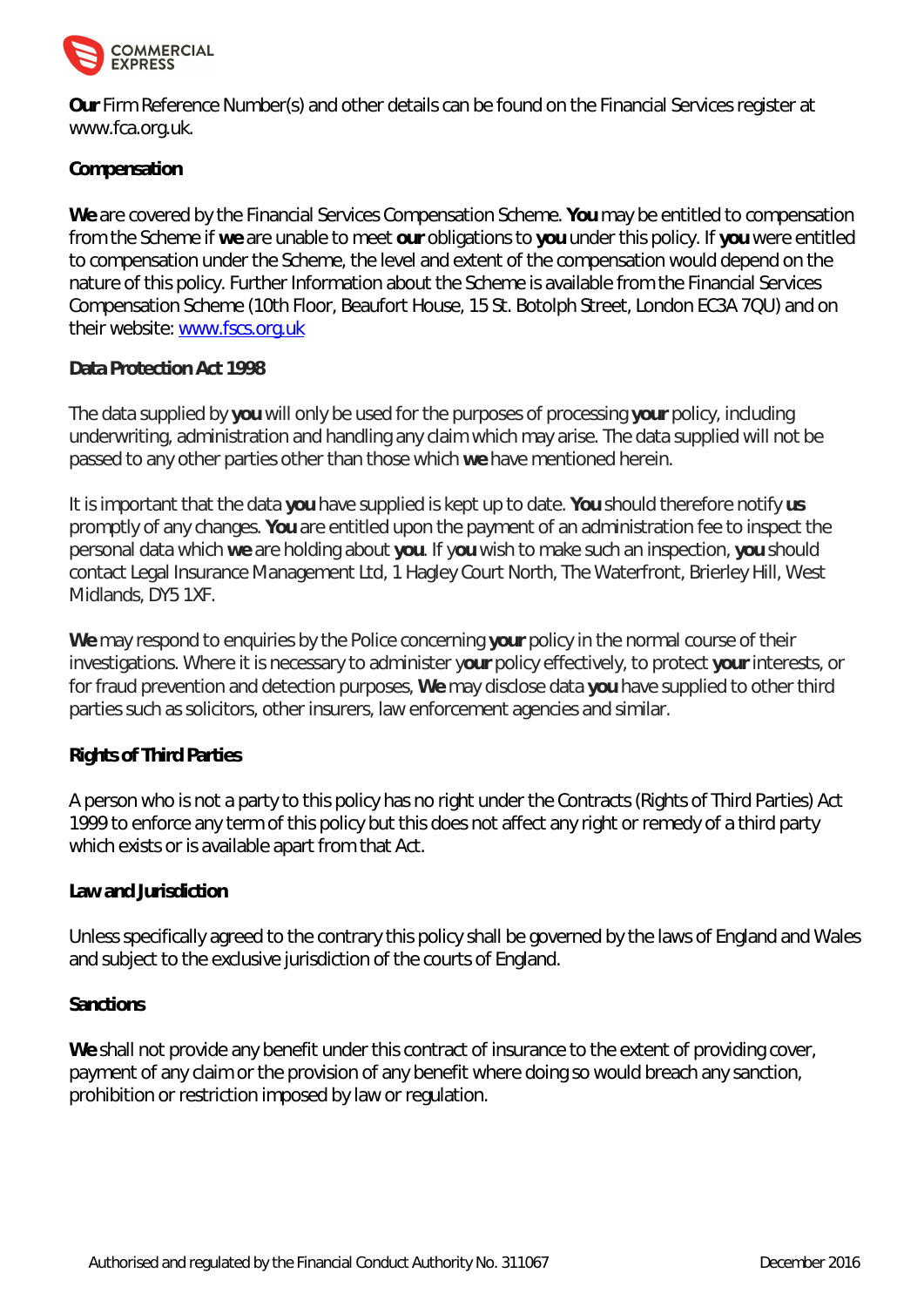**Our** Firm Reference Number(s) and other details can be found on the Financial Services register at www.fca.org.uk.

**Compensation**

**We** are covered by the Financial Services Compensation Scheme. **You** may be entitled to compensation from the Scheme if **we** are unable to meet **our** obligations to **you** under this policy. If **you** were entitled to compensation under the Scheme, the level and extent of the compensation would depend on the nature of this policy. Further Information about the Scheme is available from the Financial Services Compensation Scheme (10th Floor, Beaufort House, 15 St. Botolph Street, London EC3A 7QU) and on their website: www.fscs.org.uk

**Data Protection Act 1998**

The data supplied by **you** will only be used for the purposes of processing **your** policy, including underwriting, administration and handling any claim which may arise. The data supplied will not be passed to any other parties other than those which **we** have mentioned herein.

It is important that the data **you** have supplied is kept up to date. **You** should therefore notify **us** promptly of any changes. **You** are entitled upon the payment of an administration fee to inspect the personal data which **we** are holding about **you**. If y**ou** wish to make such an inspection, **you** should contact Legal Insurance Management Ltd, 1 Hagley Court North, The Waterfront, Brierley Hill, West Midlands, DY5 1XF.

**We** may respond to enquiries by the Police concerning **your** policy in the normal course of their investigations. Where it is necessary to administer y**our** policy effectively, to protect **your** interests, or for fraud prevention and detection purposes, **We** may disclose data **you** have supplied to other third parties such as solicitors, other insurers, law enforcement agencies and similar.

**Rights of Third Parties**

A person who is not a party to this policy has no right under the Contracts (Rights of Third Parties) Act 1999 to enforce any term of this policy but this does not affect any right or remedy of a third party which exists or is available apart from that Act.

**Law and Jurisdiction**

Unless specifically agreed to the contrary this policy shall be governed by the laws of England and Wales and subject to the exclusive jurisdiction of the courts of England.

**Sanctions**

**We** shall not provide any benefit under this contract of insurance to the extent of providing cover, payment of any claim or the provision of any benefit where doing so would breach any sanction, prohibition or restriction imposed by law or regulation.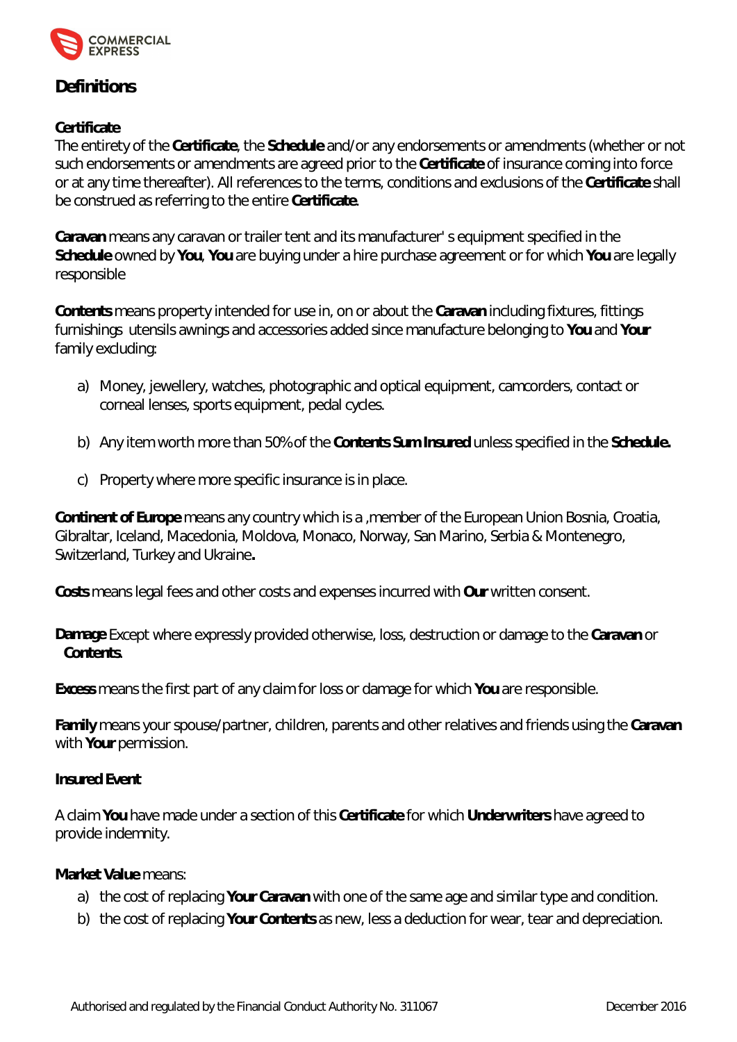## Definitions

**Certificate**

The entirety of the **Certificate**, the **Schedule** and/or any endorsements or amendments (whether or not such endorsements or amendments are agreed prior to the **Certificate** of insurance coming into force or at any time thereafter). All references to the terms, conditions and exclusions of the **Certificate** shall be construed as referring to the entire **Certificate**.

**Caravan** means any caravan or trailer tent and its manufacturer' s equipment specified in the **Schedule** owned by **You**, **You** are buying under a hire purchase agreement or for which **You** are legally responsible

**Contents** means property intended for use in, on or about the **Caravan** including fixtures, fittings furnishings utensils awnings and accessories added since manufacture belonging to **You** and **Your** family excluding:

a) Money, jewellery, watches, photographic and optical equipment, camcorders, contact or corneal lenses, sports equipment, pedal cycles.

b) Any item worth more than 50% of the **Contents Sum Insured** unless specified in the **Schedule.**

c) Property where more specific insurance is in place.

**Continent of Europe** means any country which is a ,member of the European Union Bosnia, Croatia, Gibraltar, Iceland, Macedonia, Moldova, Monaco, Norway, San Marino, Serbia & Montenegro, Switzerland, Turkey and Ukraine**.**

**Costs** means legal fees and other costs and expenses incurred with **Our** written consent.

**Damage** Except where expressly provided otherwise, loss, destruction or damage to the **Caravan** or **Contents**.

**Excess** means the first part of any claim for loss or damage for which **You** are responsible.

**Family** means your spouse/partner, children, parents and other relatives and friends using the **Caravan** with **Your** permission.

**Insured Event**

A claim **You** have made under a section of this **Certificate** for which **Underwriters** have agreed to provide indemnity.

**Market Value** means:

a) the cost of replacing **Your Caravan** with one of the same age and similar type and condition.
b) the cost of replacing **Your Contents** as new, less a deduction for wear, tear and depreciation.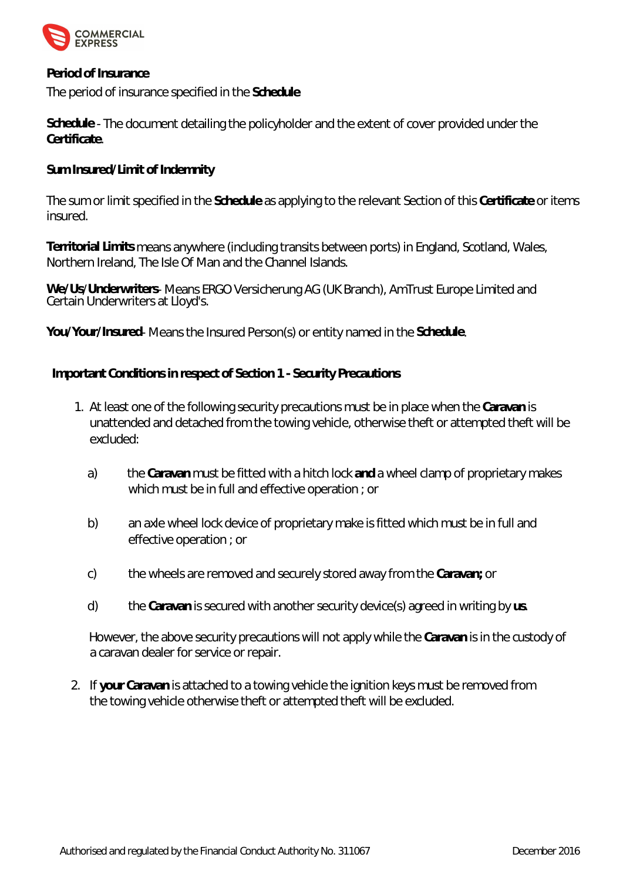**Period of Insurance**

The period of insurance specified in the **Schedule**

**Schedule** - The document detailing the policyholder and the extent of cover provided under the **Certificate**.

**Sum Insured/Limit of Indemnity**

The sum or limit specified in the **Schedule** as applying to the relevant Section of this **Certificate** or items insured.

**Territorial Limits** means anywhere (including transits between ports) in England, Scotland, Wales, Northern Ireland, The Isle Of Man and the Channel Islands.

**We/Us/Underwriters**- Means ERGO Versicherung AG (UK Branch), AmTrust Europe Limited and Certain Underwriters at Lloyd's.

**You/Your/Insured**- Means the Insured Person(s) or entity named in the **Schedule**.

**Important Conditions in respect of Section 1 - Security Precautions**

1. At least one of the following security precautions must be in place when the **Caravan** is unattended and detached from the towing vehicle, otherwise theft or attempted theft will be excluded:

   a) the **Caravan** must be fitted with a hitch lock **and** a wheel clamp of proprietary makes which must be in full and effective operation ; or

   b) an axle wheel lock device of proprietary make is fitted which must be in full and effective operation ; or

   c) the wheels are removed and securely stored away from the **Caravan;** or

   d) the **Caravan** is secured with another security device(s) agreed in writing by **us**.

   However, the above security precautions will not apply while the **Caravan** is in the custody of a caravan dealer for service or repair.

2. If **your Caravan** is attached to a towing vehicle the ignition keys must be removed from the towing vehicle otherwise theft or attempted theft will be excluded.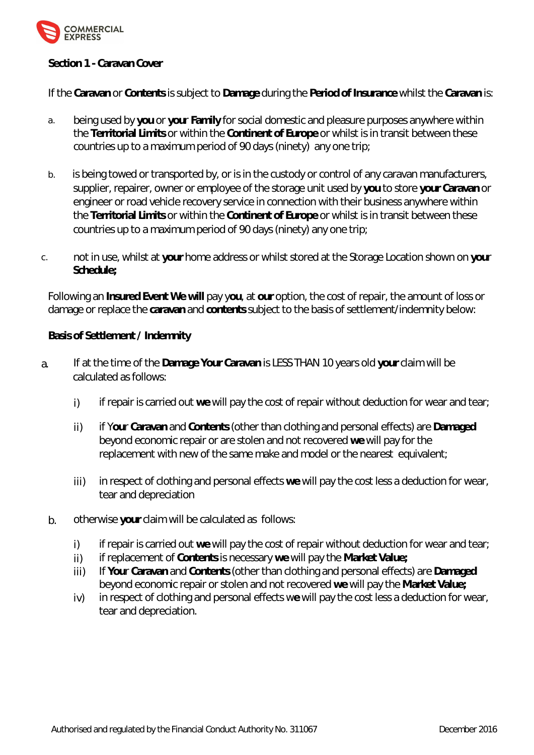**Section 1 - Caravan Cover**

If the **Caravan** or **Contents** is subject to **Damage** during the **Period of Insurance** whilst the **Caravan** is:

a. being used by **you** or **your Family** for social domestic and pleasure purposes anywhere within the **Territorial Limits** or within the **Continent of Europe** or whilst is in transit between these countries up to a maximum period of 90 days (ninety) any one trip;

b. is being towed or transported by, or is in the custody or control of any caravan manufacturers, supplier, repairer, owner or employee of the storage unit used by **you** to store **your Caravan** or engineer or road vehicle recovery service in connection with their business anywhere within the **Territorial Limits** or within the **Continent of Europe** or whilst is in transit between these countries up to a maximum period of 90 days (ninety) any one trip;

c. not in use, whilst at **your** home address or whilst stored at the Storage Location shown on **your Schedule;**

Following an **Insured Event We will** pay y**ou**, at **our** option, the cost of repair, the amount of loss or damage or replace the **caravan** and **contents** subject to the basis of settlement/indemnity below:

**Basis of Settlement / Indemnity**

a. If at the time of the **Damage Your Caravan** is LESS THAN 10 years old **your** claim will be calculated as follows:

   i) if repair is carried out **we** will pay the cost of repair without deduction for wear and tear;

   ii) if Y**our Caravan** and **Contents** (other than clothing and personal effects) are **Damaged** beyond economic repair or are stolen and not recovered **we** will pay for the replacement with new of the same make and model or the nearest equivalent;

   iii) in respect of clothing and personal effects **we** will pay the cost less a deduction for wear, tear and depreciation

b. otherwise **your** claim will be calculated as follows:

   i) if repair is carried out **we** will pay the cost of repair without deduction for wear and tear;
   ii) if replacement of **Contents** is necessary **we** will pay the **Market Value;**
   iii) If **Your Caravan** and **Contents** (other than clothing and personal effects) are **Damaged** beyond economic repair or stolen and not recovered **we** will pay the **Market Value;**
   iv) in respect of clothing and personal effects w**e** will pay the cost less a deduction for wear, tear and depreciation.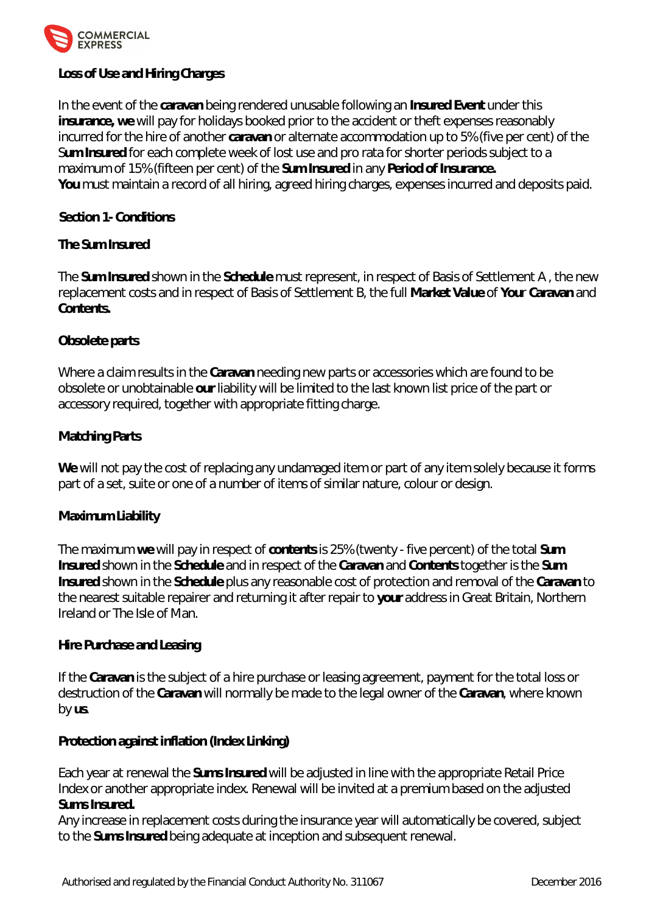**Loss of Use and Hiring Charges**

In the event of the **caravan** being rendered unusable following an **Insured Event** under this **insurance, we** will pay for holidays booked prior to the accident or theft expenses reasonably incurred for the hire of another **caravan** or alternate accommodation up to 5% (five per cent) of the S**um Insured** for each complete week of lost use and pro rata for shorter periods subject to a maximum of 15% (fifteen per cent) of the **Sum Insured** in any **Period of Insurance.**
**You** must maintain a record of all hiring, agreed hiring charges, expenses incurred and deposits paid.

**Section 1- Conditions**

**The Sum Insured**

The **Sum Insured** shown in the **Schedule** must represent, in respect of Basis of Settlement A , the new replacement costs and in respect of Basis of Settlement B, the full **Market Value** of **Your Caravan** and **Contents.**

**Obsolete parts**

Where a claim results in the **Caravan** needing new parts or accessories which are found to be obsolete or unobtainable **our** liability will be limited to the last known list price of the part or accessory required, together with appropriate fitting charge.

**Matching Parts**

**We** will not pay the cost of replacing any undamaged item or part of any item solely because it forms part of a set, suite or one of a number of items of similar nature, colour or design.

**Maximum Liability**

The maximum **we** will pay in respect of **contents** is 25% (twenty - five percent) of the total **Sum Insured** shown in the **Schedule** and in respect of the **Caravan** and **Contents** together is the **Sum Insured** shown in the **Schedule** plus any reasonable cost of protection and removal of the **Caravan** to the nearest suitable repairer and returning it after repair to **your** address in Great Britain, Northern Ireland or The Isle of Man.

**Hire Purchase and Leasing**

If the **Caravan** is the subject of a hire purchase or leasing agreement, payment for the total loss or destruction of the **Caravan** will normally be made to the legal owner of the **Caravan**, where known by **us**.

**Protection against inflation (Index Linking)**

Each year at renewal the **Sums Insured** will be adjusted in line with the appropriate Retail Price Index or another appropriate index. Renewal will be invited at a premium based on the adjusted **Sums Insured.**
Any increase in replacement costs during the insurance year will automatically be covered, subject to the **Sums Insured** being adequate at inception and subsequent renewal.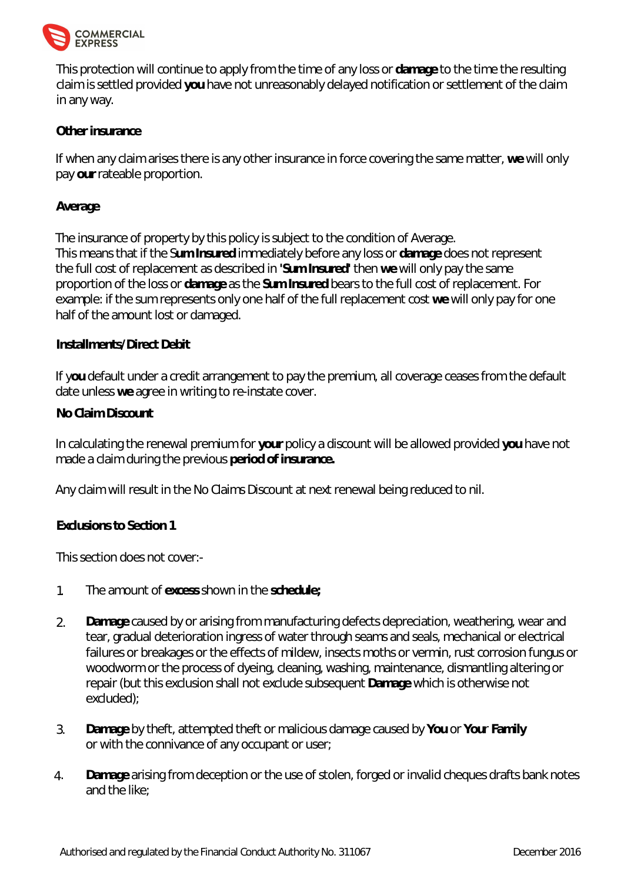This protection will continue to apply from the time of any loss or **damage** to the time the resulting claim is settled provided **you** have not unreasonably delayed notification or settlement of the claim in any way.

**Other insurance**

If when any claim arises there is any other insurance in force covering the same matter, **we** will only pay **our** rateable proportion.

**Average**

The insurance of property by this policy is subject to the condition of Average.
This means that if the **Sum Insured** immediately before any loss or **damage** does not represent the full cost of replacement as described in **'Sum Insured'** then **we** will only pay the same proportion of the loss or **damage** as the **Sum Insured** bears to the full cost of replacement. For example: if the sum represents only one half of the full replacement cost **we** will only pay for one half of the amount lost or damaged.

**Installments/Direct Debit**

If **you** default under a credit arrangement to pay the premium, all coverage ceases from the default date unless **we** agree in writing to re-instate cover.

**No Claim Discount**

In calculating the renewal premium for **your** policy a discount will be allowed provided **you** have not made a claim during the previous **period of insurance.**

Any claim will result in the No Claims Discount at next renewal being reduced to nil.

**Exclusions to Section 1**

This section does not cover:-

1. The amount of **excess** shown in the **schedule;**
2. **Damage** caused by or arising from manufacturing defects depreciation, weathering, wear and tear, gradual deterioration ingress of water through seams and seals, mechanical or electrical failures or breakages or the effects of mildew, insects moths or vermin, rust corrosion fungus or woodworm or the process of dyeing, cleaning, washing, maintenance, dismantling altering or repair (but this exclusion shall not exclude subsequent **Damage** which is otherwise not excluded);
3. **Damage** by theft, attempted theft or malicious damage caused by **You** or **Your Family** or with the connivance of any occupant or user;
4. **Damage** arising from deception or the use of stolen, forged or invalid cheques drafts bank notes and the like;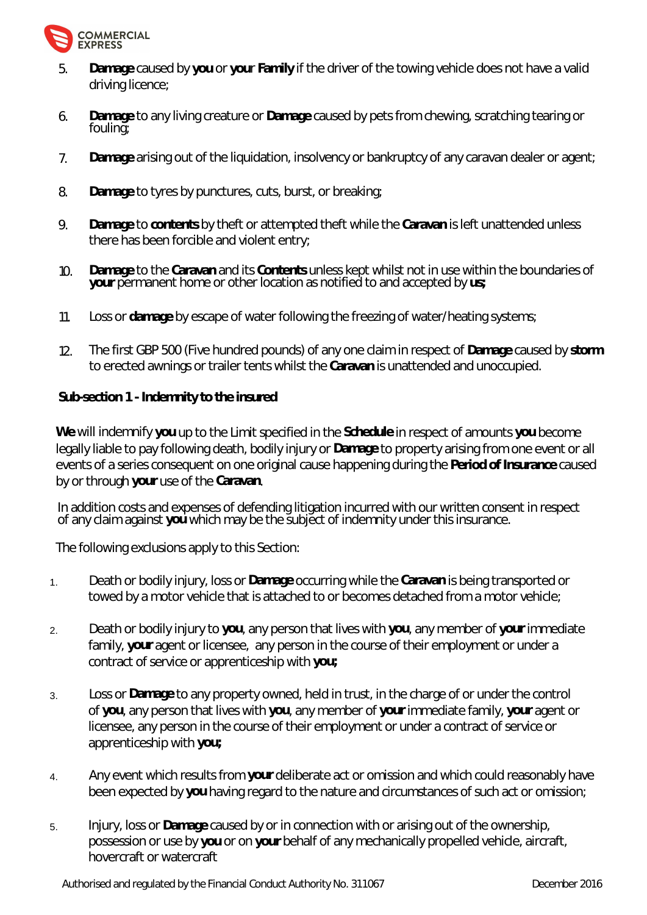5. **Damage** caused by **you** or **your Family** if the driver of the towing vehicle does not have a valid driving licence;

6. **Damage** to any living creature or **Damage** caused by pets from chewing, scratching tearing or fouling;

7. **Damage** arising out of the liquidation, insolvency or bankruptcy of any caravan dealer or agent;

8. **Damage** to tyres by punctures, cuts, burst, or breaking;

9. **Damage** to **contents** by theft or attempted theft while the **Caravan** is left unattended unless there has been forcible and violent entry;

10. **Damage** to the **Caravan** and its **Contents** unless kept whilst not in use within the boundaries of **your** permanent home or other location as notified to and accepted by **us;**

11. Loss or **damage** by escape of water following the freezing of water/heating systems;

12. The first GBP 500 (Five hundred pounds) of any one claim in respect of **Damage** caused by **storm** to erected awnings or trailer tents whilst the **Caravan** is unattended and unoccupied.

**Sub-section 1 - Indemnity to the insured**

**We** will indemnify **you** up to the Limit specified in the **Schedule** in respect of amounts **you** become legally liable to pay following death, bodily injury or **Damage** to property arising from one event or all events of a series consequent on one original cause happening during the **Period of Insurance** caused by or through **your** use of the **Caravan**.

In addition costs and expenses of defending litigation incurred with our written consent in respect of any claim against **you** which may be the subject of indemnity under this insurance.

The following exclusions apply to this Section:

1. Death or bodily injury, loss or **Damage** occurring while the **Caravan** is being transported or towed by a motor vehicle that is attached to or becomes detached from a motor vehicle;

2. Death or bodily injury to **you**, any person that lives with **you**, any member of **your** immediate family, **your** agent or licensee, any person in the course of their employment or under a contract of service or apprenticeship with **you;**

3. Loss or **Damage** to any property owned, held in trust, in the charge of or under the control of **you**, any person that lives with **you**, any member of **your** immediate family, **your** agent or licensee, any person in the course of their employment or under a contract of service or apprenticeship with **you;**

4. Any event which results from **your** deliberate act or omission and which could reasonably have been expected by **you** having regard to the nature and circumstances of such act or omission;

5. Injury, loss or **Damage** caused by or in connection with or arising out of the ownership, possession or use by **you** or on **your** behalf of any mechanically propelled vehicle, aircraft, hovercraft or watercraft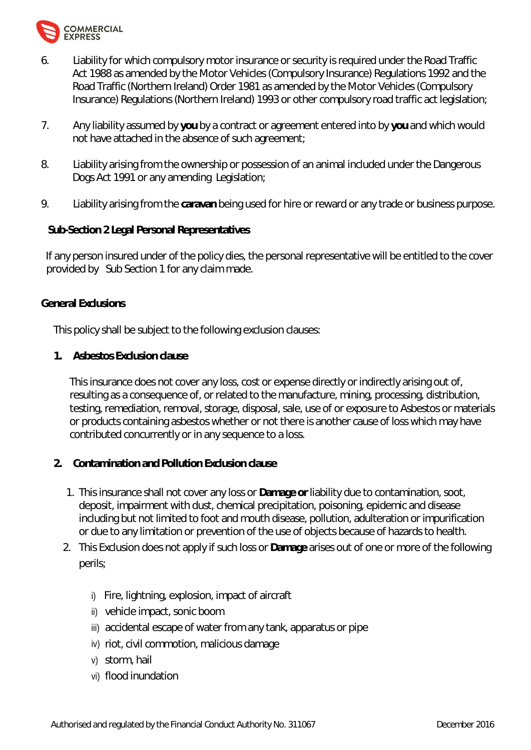6. Liability for which compulsory motor insurance or security is required under the Road Traffic Act 1988 as amended by the Motor Vehicles (Compulsory Insurance) Regulations 1992 and the Road Traffic (Northern Ireland) Order 1981 as amended by the Motor Vehicles (Compulsory Insurance) Regulations (Northern Ireland) 1993 or other compulsory road traffic act legislation;

7. Any liability assumed by **you** by a contract or agreement entered into by **you** and which would not have attached in the absence of such agreement;

8. Liability arising from the ownership or possession of an animal included under the Dangerous Dogs Act 1991 or any amending Legislation;

9. Liability arising from the **caravan** being used for hire or reward or any trade or business purpose.

**Sub-Section 2 Legal Personal Representatives**

If any person insured under of the policy dies, the personal representative will be entitled to the cover provided by Sub Section 1 for any claim made.

**General Exclusions**

This policy shall be subject to the following exclusion clauses:

1. **Asbestos Exclusion clause**

   This insurance does not cover any loss, cost or expense directly or indirectly arising out of, resulting as a consequence of, or related to the manufacture, mining, processing, distribution, testing, remediation, removal, storage, disposal, sale, use of or exposure to Asbestos or materials or products containing asbestos whether or not there is another cause of loss which may have contributed concurrently or in any sequence to a loss.

2. **Contamination and Pollution Exclusion clause**

   1. This insurance shall not cover any loss or **Damage or** liability due to contamination, soot, deposit, impairment with dust, chemical precipitation, poisoning, epidemic and disease including but not limited to foot and mouth disease, pollution, adulteration or impurification or due to any limitation or prevention of the use of objects because of hazards to health.
   2. This Exclusion does not apply if such loss or **Damage** arises out of one or more of the following perils;

      i) Fire, lightning, explosion, impact of aircraft
      ii) vehicle impact, sonic boom
      iii) accidental escape of water from any tank, apparatus or pipe
      iv) riot, civil commotion, malicious damage
      v) storm, hail
      vi) flood inundation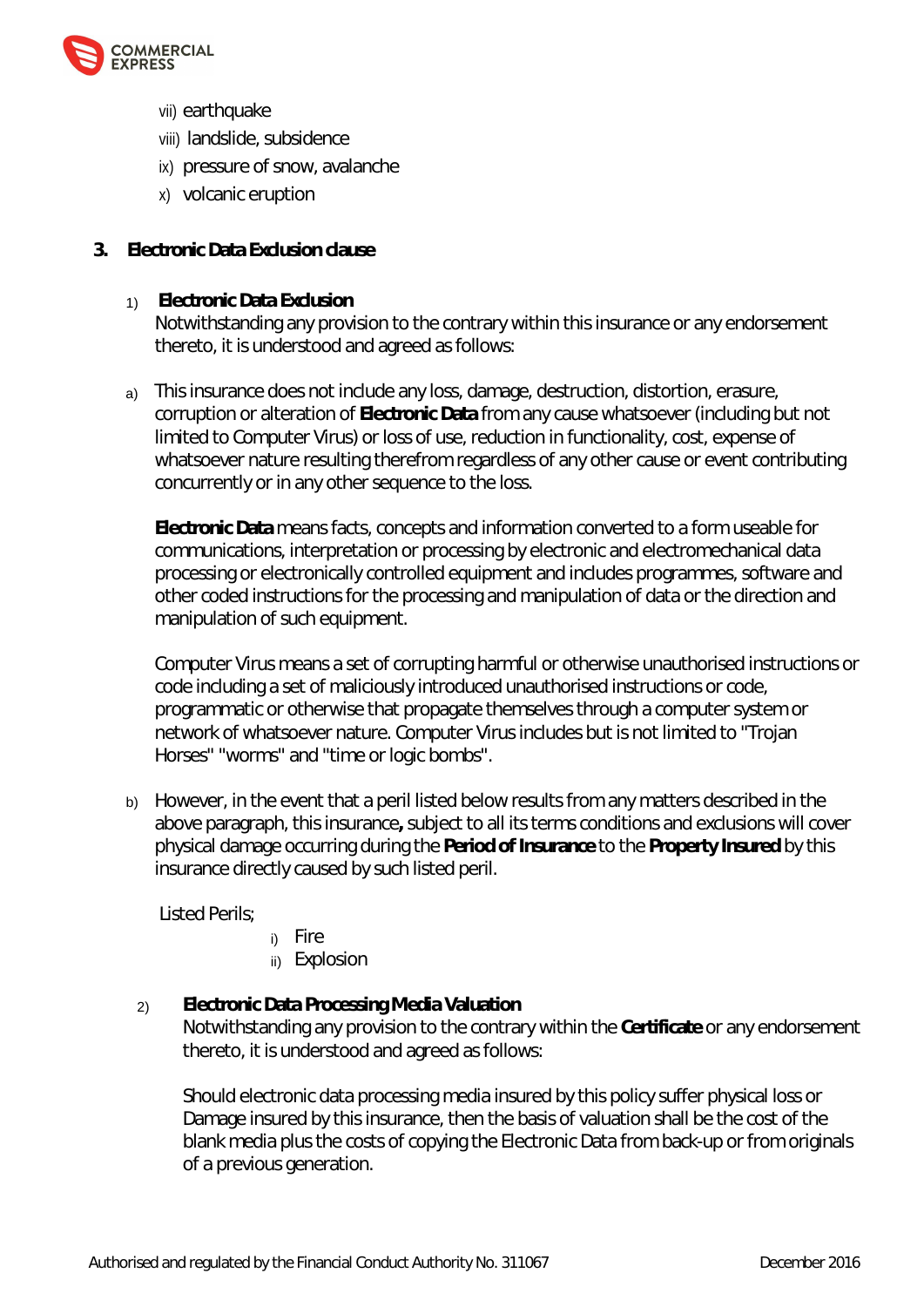vii) earthquake

viii) landslide, subsidence

ix) pressure of snow, avalanche

x) volcanic eruption

## 3. Electronic Data Exclusion clause

1) **Electronic Data Exclusion**
Notwithstanding any provision to the contrary within this insurance or any endorsement thereto, it is understood and agreed as follows:

a) This insurance does not include any loss, damage, destruction, distortion, erasure, corruption or alteration of **Electronic Data** from any cause whatsoever (including but not limited to Computer Virus) or loss of use, reduction in functionality, cost, expense of whatsoever nature resulting therefrom regardless of any other cause or event contributing concurrently or in any other sequence to the loss.

**Electronic Data** means facts, concepts and information converted to a form useable for communications, interpretation or processing by electronic and electromechanical data processing or electronically controlled equipment and includes programmes, software and other coded instructions for the processing and manipulation of data or the direction and manipulation of such equipment.

Computer Virus means a set of corrupting harmful or otherwise unauthorised instructions or code including a set of maliciously introduced unauthorised instructions or code, programmatic or otherwise that propagate themselves through a computer system or network of whatsoever nature. Computer Virus includes but is not limited to "Trojan Horses" "worms" and "time or logic bombs".

b) However, in the event that a peril listed below results from any matters described in the above paragraph, this insurance**,** subject to all its terms conditions and exclusions will cover physical damage occurring during the **Period of Insurance** to the **Property Insured** by this insurance directly caused by such listed peril.

Listed Perils;

i) Fire

ii) Explosion

2) **Electronic Data Processing Media Valuation**
Notwithstanding any provision to the contrary within the **Certificate** or any endorsement thereto, it is understood and agreed as follows:

Should electronic data processing media insured by this policy suffer physical loss or Damage insured by this insurance, then the basis of valuation shall be the cost of the blank media plus the costs of copying the Electronic Data from back-up or from originals of a previous generation.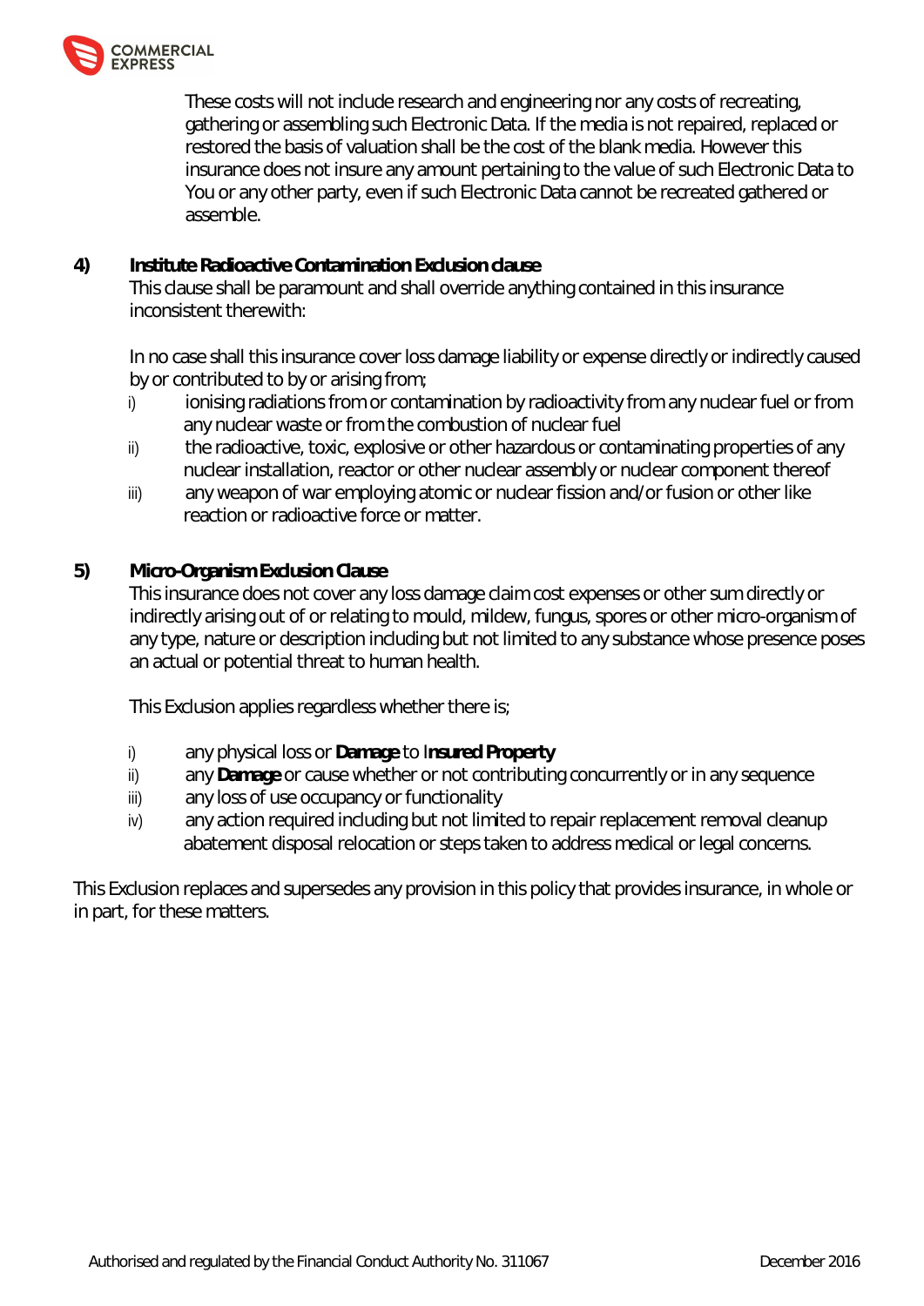These costs will not include research and engineering nor any costs of recreating, gathering or assembling such Electronic Data. If the media is not repaired, replaced or restored the basis of valuation shall be the cost of the blank media. However this insurance does not insure any amount pertaining to the value of such Electronic Data to You or any other party, even if such Electronic Data cannot be recreated gathered or assemble.

**4) Institute Radioactive Contamination Exclusion clause**

This clause shall be paramount and shall override anything contained in this insurance inconsistent therewith:

In no case shall this insurance cover loss damage liability or expense directly or indirectly caused by or contributed to by or arising from;

i) ionising radiations from or contamination by radioactivity from any nuclear fuel or from any nuclear waste or from the combustion of nuclear fuel
ii) the radioactive, toxic, explosive or other hazardous or contaminating properties of any nuclear installation, reactor or other nuclear assembly or nuclear component thereof
iii) any weapon of war employing atomic or nuclear fission and/or fusion or other like reaction or radioactive force or matter.

**5) Micro-Organism Exclusion Clause**

This insurance does not cover any loss damage claim cost expenses or other sum directly or indirectly arising out of or relating to mould, mildew, fungus, spores or other micro-organism of any type, nature or description including but not limited to any substance whose presence poses an actual or potential threat to human health.

This Exclusion applies regardless whether there is;

i) any physical loss or **Damage** to I**nsured Property**
ii) any **Damage** or cause whether or not contributing concurrently or in any sequence
iii) any loss of use occupancy or functionality
iv) any action required including but not limited to repair replacement removal cleanup abatement disposal relocation or steps taken to address medical or legal concerns.

This Exclusion replaces and supersedes any provision in this policy that provides insurance, in whole or in part, for these matters.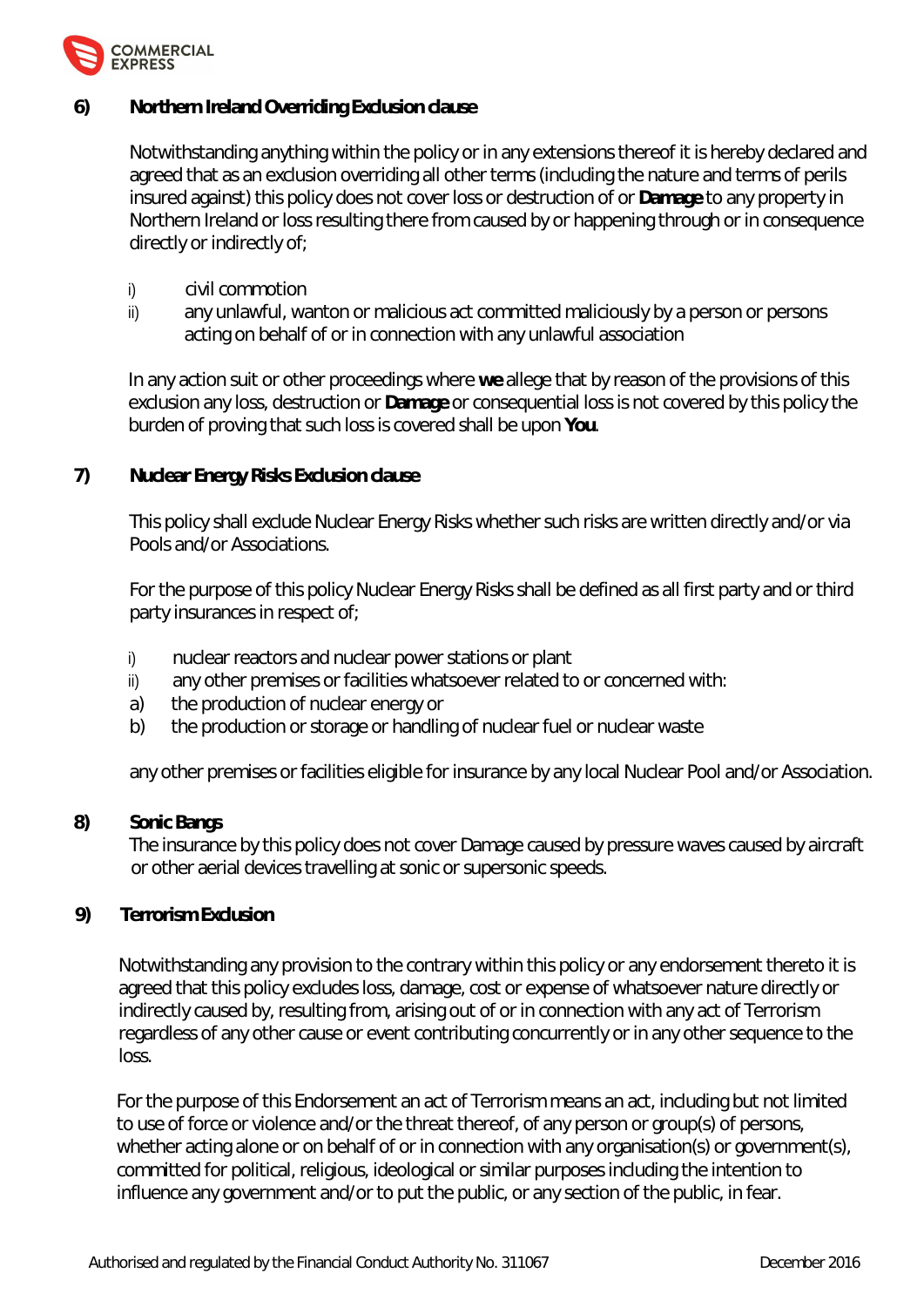**6) Northern Ireland Overriding Exclusion clause**

Notwithstanding anything within the policy or in any extensions thereof it is hereby declared and agreed that as an exclusion overriding all other terms (including the nature and terms of perils insured against) this policy does not cover loss or destruction of or **Damage** to any property in Northern Ireland or loss resulting there from caused by or happening through or in consequence directly or indirectly of;

i) civil commotion
ii) any unlawful, wanton or malicious act committed maliciously by a person or persons acting on behalf of or in connection with any unlawful association

In any action suit or other proceedings where **we** allege that by reason of the provisions of this exclusion any loss, destruction or **Damage** or consequential loss is not covered by this policy the burden of proving that such loss is covered shall be upon **You**.

**7) Nuclear Energy Risks Exclusion clause**

This policy shall exclude Nuclear Energy Risks whether such risks are written directly and/or via Pools and/or Associations.

For the purpose of this policy Nuclear Energy Risks shall be defined as all first party and or third party insurances in respect of;

i) nuclear reactors and nuclear power stations or plant
ii) any other premises or facilities whatsoever related to or concerned with:
a) the production of nuclear energy or
b) the production or storage or handling of nuclear fuel or nuclear waste

any other premises or facilities eligible for insurance by any local Nuclear Pool and/or Association.

**8) Sonic Bangs**

The insurance by this policy does not cover Damage caused by pressure waves caused by aircraft or other aerial devices travelling at sonic or supersonic speeds.

**9) Terrorism Exclusion**

Notwithstanding any provision to the contrary within this policy or any endorsement thereto it is agreed that this policy excludes loss, damage, cost or expense of whatsoever nature directly or indirectly caused by, resulting from, arising out of or in connection with any act of Terrorism regardless of any other cause or event contributing concurrently or in any other sequence to the loss.

For the purpose of this Endorsement an act of Terrorism means an act, including but not limited to use of force or violence and/or the threat thereof, of any person or group(s) of persons, whether acting alone or on behalf of or in connection with any organisation(s) or government(s), committed for political, religious, ideological or similar purposes including the intention to influence any government and/or to put the public, or any section of the public, in fear.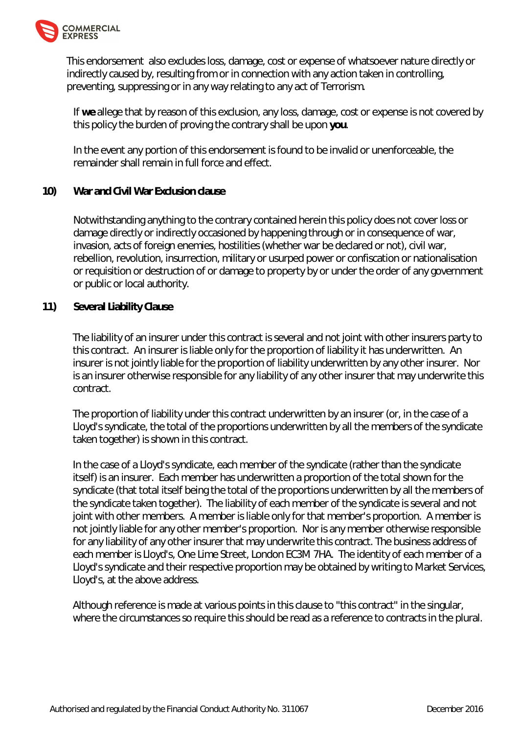This endorsement also excludes loss, damage, cost or expense of whatsoever nature directly or indirectly caused by, resulting from or in connection with any action taken in controlling, preventing, suppressing or in any way relating to any act of Terrorism.

If **we** allege that by reason of this exclusion, any loss, damage, cost or expense is not covered by this policy the burden of proving the contrary shall be upon **you**.

In the event any portion of this endorsement is found to be invalid or unenforceable, the remainder shall remain in full force and effect.

**10) War and Civil War Exclusion clause**

Notwithstanding anything to the contrary contained herein this policy does not cover loss or damage directly or indirectly occasioned by happening through or in consequence of war, invasion, acts of foreign enemies, hostilities (whether war be declared or not), civil war, rebellion, revolution, insurrection, military or usurped power or confiscation or nationalisation or requisition or destruction of or damage to property by or under the order of any government or public or local authority.

**11) Several Liability Clause**

The liability of an insurer under this contract is several and not joint with other insurers party to this contract. An insurer is liable only for the proportion of liability it has underwritten. An insurer is not jointly liable for the proportion of liability underwritten by any other insurer. Nor is an insurer otherwise responsible for any liability of any other insurer that may underwrite this contract.

The proportion of liability under this contract underwritten by an insurer (or, in the case of a Lloyd's syndicate, the total of the proportions underwritten by all the members of the syndicate taken together) is shown in this contract.

In the case of a Lloyd's syndicate, each member of the syndicate (rather than the syndicate itself) is an insurer. Each member has underwritten a proportion of the total shown for the syndicate (that total itself being the total of the proportions underwritten by all the members of the syndicate taken together). The liability of each member of the syndicate is several and not joint with other members. A member is liable only for that member's proportion. A member is not jointly liable for any other member's proportion. Nor is any member otherwise responsible for any liability of any other insurer that may underwrite this contract. The business address of each member is Lloyd's, One Lime Street, London EC3M 7HA. The identity of each member of a Lloyd's syndicate and their respective proportion may be obtained by writing to Market Services, Lloyd's, at the above address.

Although reference is made at various points in this clause to "this contract" in the singular, where the circumstances so require this should be read as a reference to contracts in the plural.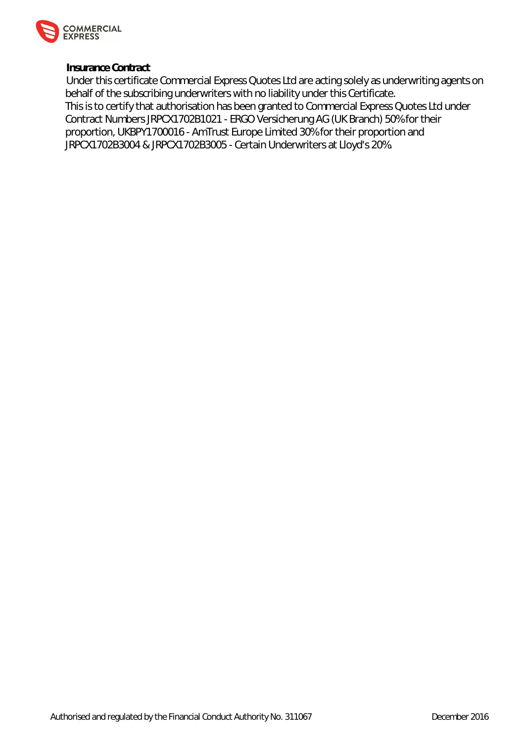**Insurance Contract**

Under this certificate Commercial Express Quotes Ltd are acting solely as underwriting agents on behalf of the subscribing underwriters with no liability under this Certificate.

This is to certify that authorisation has been granted to Commercial Express Quotes Ltd under Contract Numbers JRPCX1702B1021 - ERGO Versicherung AG (UK Branch) 50% for their proportion, UKBPY1700016 - AmTrust Europe Limited 30% for their proportion and JRPCX1702B3004 & JRPCX1702B3005 - Certain Underwriters at Lloyd's 20%.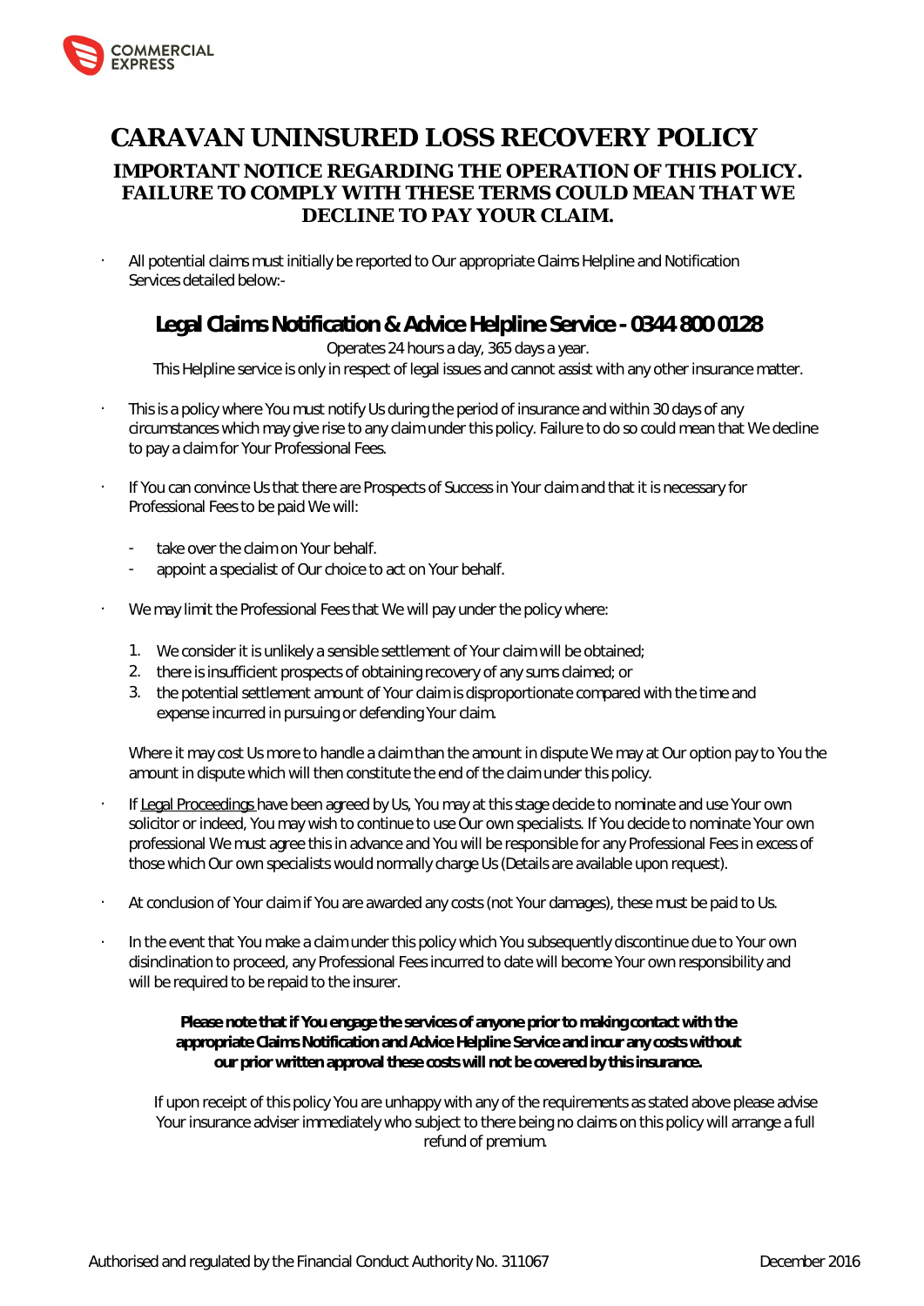# CARAVAN UNINSURED LOSS RECOVERY POLICY

## IMPORTANT NOTICE REGARDING THE OPERATION OF THIS POLICY. FAILURE TO COMPLY WITH THESE TERMS COULD MEAN THAT WE DECLINE TO PAY YOUR CLAIM.

- All potential claims must initially be reported to Our appropriate Claims Helpline and Notification Services detailed below:-

### Legal Claims Notification & Advice Helpline Service - 0344 800 0128

Operates 24 hours a day, 365 days a year.
This Helpline service is only in respect of legal issues and cannot assist with any other insurance matter.

- This is a policy where You must notify Us during the period of insurance and within 30 days of any circumstances which may give rise to any claim under this policy. Failure to do so could mean that We decline to pay a claim for Your Professional Fees.

- If You can convince Us that there are Prospects of Success in Your claim and that it is necessary for Professional Fees to be paid We will:
  - take over the claim on Your behalf.
  - appoint a specialist of Our choice to act on Your behalf.

- We may limit the Professional Fees that We will pay under the policy where:
  1. We consider it is unlikely a sensible settlement of Your claim will be obtained;
  2. there is insufficient prospects of obtaining recovery of any sums claimed; or
  3. the potential settlement amount of Your claim is disproportionate compared with the time and expense incurred in pursuing or defending Your claim.

  Where it may cost Us more to handle a claim than the amount in dispute We may at Our option pay to You the amount in dispute which will then constitute the end of the claim under this policy.

- If Legal Proceedings have been agreed by Us, You may at this stage decide to nominate and use Your own solicitor or indeed, You may wish to continue to use Our own specialists. If You decide to nominate Your own professional We must agree this in advance and You will be responsible for any Professional Fees in excess of those which Our own specialists would normally charge Us (Details are available upon request).

- At conclusion of Your claim if You are awarded any costs (not Your damages), these must be paid to Us.

- In the event that You make a claim under this policy which You subsequently discontinue due to Your own disinclination to proceed, any Professional Fees incurred to date will become Your own responsibility and will be required to be repaid to the insurer.

**Please note that if You engage the services of anyone prior to making contact with the appropriate Claims Notification and Advice Helpline Service and incur any costs without our prior written approval these costs will not be covered by this insurance.**

If upon receipt of this policy You are unhappy with any of the requirements as stated above please advise Your insurance adviser immediately who subject to there being no claims on this policy will arrange a full refund of premium.

Authorised and regulated by the Financial Conduct Authority No. 311067 December 2016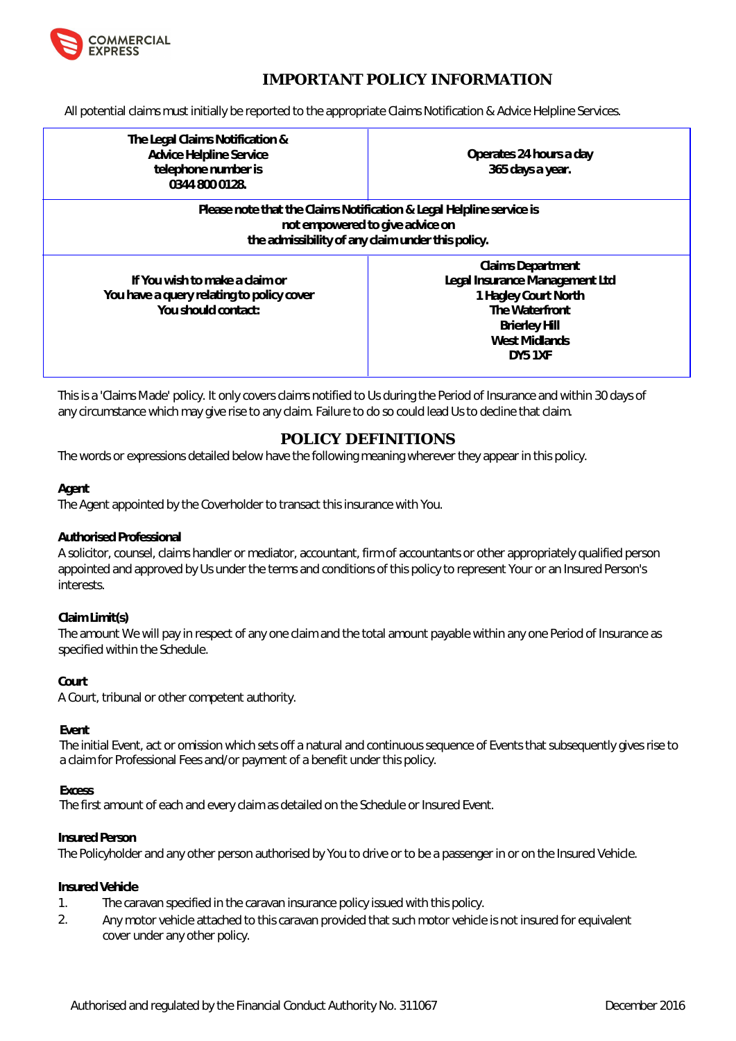# IMPORTANT POLICY INFORMATION

All potential claims must initially be reported to the appropriate Claims Notification & Advice Helpline Services.

| **The Legal Claims Notification & Advice Helpline Service telephone number is 0344 800 0128.** | **Operates 24 hours a day 365 days a year.** |
|---|---|
| **Please note that the Claims Notification & Legal Helpline service is not empowered to give advice on the admissibility of any claim under this policy.** | |
| **If You wish to make a claim or You have a query relating to policy cover You should contact:** | **Claims Department<br>Legal Insurance Management Ltd<br>1 Hagley Court North<br>The Waterfront<br>Brierley Hill<br>West Midlands<br>DY5 1XF** |

This is a 'Claims Made' policy. It only covers claims notified to Us during the Period of Insurance and within 30 days of any circumstance which may give rise to any claim. Failure to do so could lead Us to decline that claim.

## POLICY DEFINITIONS

The words or expressions detailed below have the following meaning wherever they appear in this policy.

**Agent**
The Agent appointed by the Coverholder to transact this insurance with You.

**Authorised Professional**
A solicitor, counsel, claims handler or mediator, accountant, firm of accountants or other appropriately qualified person appointed and approved by Us under the terms and conditions of this policy to represent Your or an Insured Person's interests.

**Claim Limit(s)**
The amount We will pay in respect of any one claim and the total amount payable within any one Period of Insurance as specified within the Schedule.

**Court**
A Court, tribunal or other competent authority.

**Event**
The initial Event, act or omission which sets off a natural and continuous sequence of Events that subsequently gives rise to a claim for Professional Fees and/or payment of a benefit under this policy.

**Excess**
The first amount of each and every claim as detailed on the Schedule or Insured Event.

**Insured Person**
The Policyholder and any other person authorised by You to drive or to be a passenger in or on the Insured Vehicle.

**Insured Vehicle**

1. The caravan specified in the caravan insurance policy issued with this policy.
2. Any motor vehicle attached to this caravan provided that such motor vehicle is not insured for equivalent cover under any other policy.

Authorised and regulated by the Financial Conduct Authority No. 311067 December 2016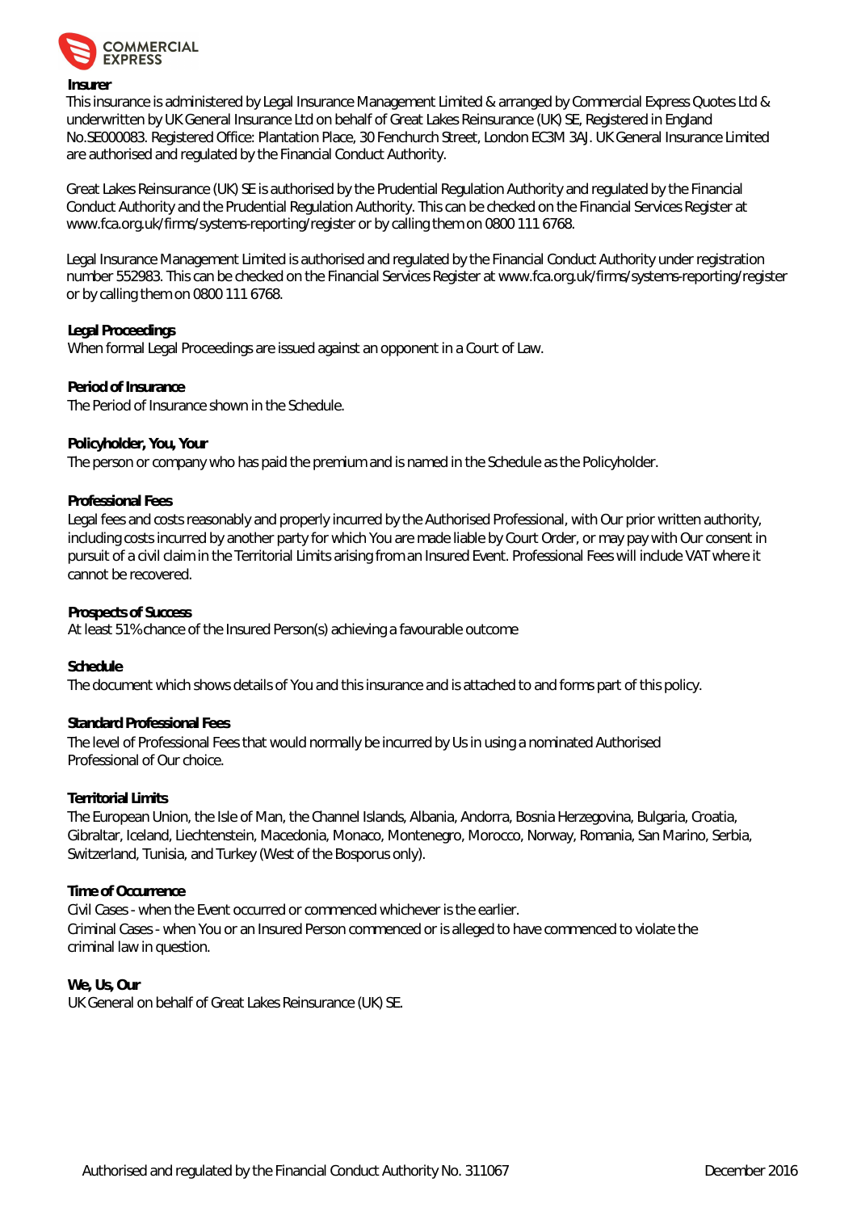**Insurer**
This insurance is administered by Legal Insurance Management Limited & arranged by Commercial Express Quotes Ltd & underwritten by UK General Insurance Ltd on behalf of Great Lakes Reinsurance (UK) SE, Registered in England No.SE000083. Registered Office: Plantation Place, 30 Fenchurch Street, London EC3M 3AJ. UK General Insurance Limited are authorised and regulated by the Financial Conduct Authority.

Great Lakes Reinsurance (UK) SE is authorised by the Prudential Regulation Authority and regulated by the Financial Conduct Authority and the Prudential Regulation Authority. This can be checked on the Financial Services Register at www.fca.org.uk/firms/systems-reporting/register or by calling them on 0800 111 6768.

Legal Insurance Management Limited is authorised and regulated by the Financial Conduct Authority under registration number 552983. This can be checked on the Financial Services Register at www.fca.org.uk/firms/systems-reporting/register or by calling them on 0800 111 6768.

**Legal Proceedings**
When formal Legal Proceedings are issued against an opponent in a Court of Law.

**Period of Insurance**
The Period of Insurance shown in the Schedule.

**Policyholder, You, Your**
The person or company who has paid the premium and is named in the Schedule as the Policyholder.

**Professional Fees**
Legal fees and costs reasonably and properly incurred by the Authorised Professional, with Our prior written authority, including costs incurred by another party for which You are made liable by Court Order, or may pay with Our consent in pursuit of a civil claim in the Territorial Limits arising from an Insured Event. Professional Fees will include VAT where it cannot be recovered.

**Prospects of Success**
At least 51% chance of the Insured Person(s) achieving a favourable outcome

**Schedule**
The document which shows details of You and this insurance and is attached to and forms part of this policy.

**Standard Professional Fees**
The level of Professional Fees that would normally be incurred by Us in using a nominated Authorised Professional of Our choice.

**Territorial Limits**
The European Union, the Isle of Man, the Channel Islands, Albania, Andorra, Bosnia Herzegovina, Bulgaria, Croatia, Gibraltar, Iceland, Liechtenstein, Macedonia, Monaco, Montenegro, Morocco, Norway, Romania, San Marino, Serbia, Switzerland, Tunisia, and Turkey (West of the Bosporus only).

**Time of Occurrence**
Civil Cases - when the Event occurred or commenced whichever is the earlier.
Criminal Cases - when You or an Insured Person commenced or is alleged to have commenced to violate the criminal law in question.

**We, Us, Our**
UK General on behalf of Great Lakes Reinsurance (UK) SE.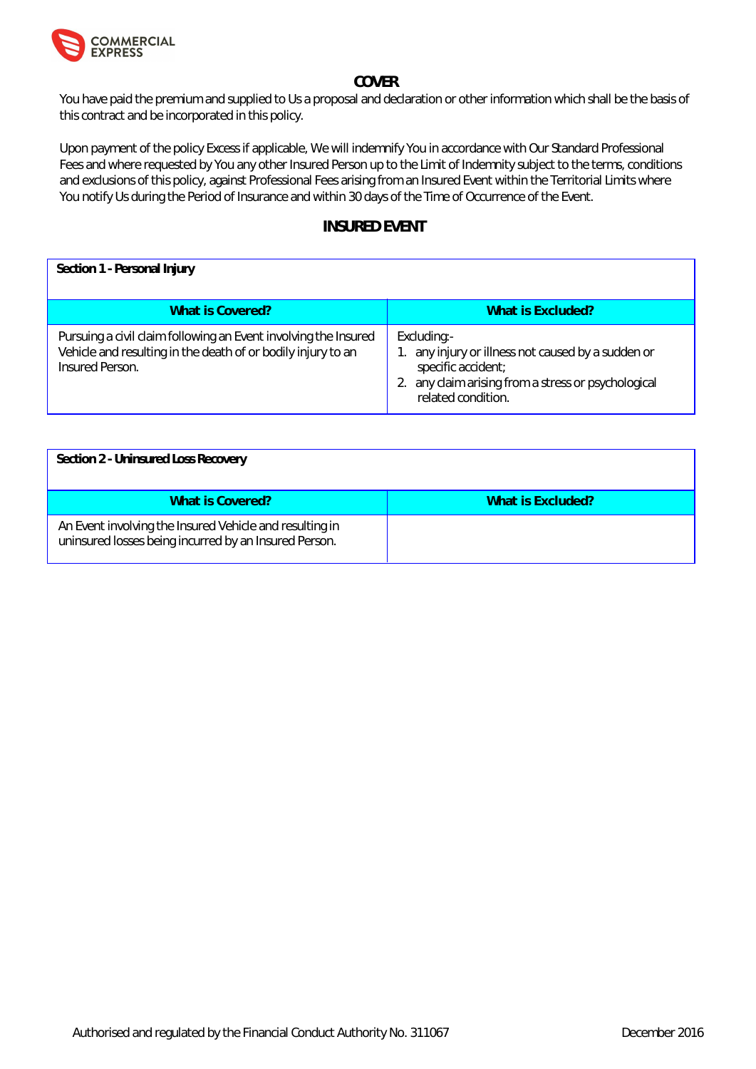## COVER

You have paid the premium and supplied to Us a proposal and declaration or other information which shall be the basis of this contract and be incorporated in this policy.

Upon payment of the policy Excess if applicable, We will indemnify You in accordance with Our Standard Professional Fees and where requested by You any other Insured Person up to the Limit of Indemnity subject to the terms, conditions and exclusions of this policy, against Professional Fees arising from an Insured Event within the Territorial Limits where You notify Us during the Period of Insurance and within 30 days of the Time of Occurrence of the Event.

## INSURED EVENT

**Section 1 - Personal Injury**

| What is Covered? | What is Excluded? |
|---|---|
| Pursuing a civil claim following an Event involving the Insured Vehicle and resulting in the death of or bodily injury to an Insured Person. | Excluding:-<br>1. any injury or illness not caused by a sudden or specific accident;<br>2. any claim arising from a stress or psychological related condition. |

**Section 2 - Uninsured Loss Recovery**

| What is Covered? | What is Excluded? |
|---|---|
| An Event involving the Insured Vehicle and resulting in uninsured losses being incurred by an Insured Person. | |

Authorised and regulated by the Financial Conduct Authority No. 311067 December 2016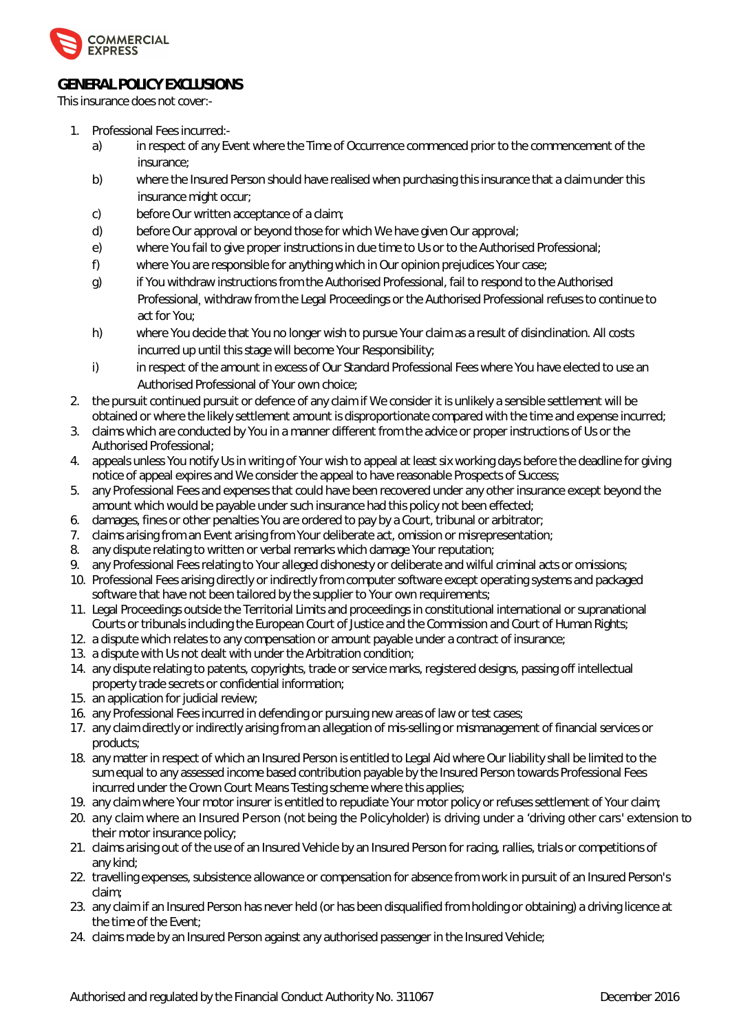## GENERAL POLICY EXCLUSIONS

This insurance does not cover:-

1. Professional Fees incurred:-
   a) in respect of any Event where the Time of Occurrence commenced prior to the commencement of the insurance;
   b) where the Insured Person should have realised when purchasing this insurance that a claim under this insurance might occur;
   c) before Our written acceptance of a claim;
   d) before Our approval or beyond those for which We have given Our approval;
   e) where You fail to give proper instructions in due time to Us or to the Authorised Professional;
   f) where You are responsible for anything which in Our opinion prejudices Your case;
   g) if You withdraw instructions from the Authorised Professional, fail to respond to the Authorised Professional, withdraw from the Legal Proceedings or the Authorised Professional refuses to continue to act for You;
   h) where You decide that You no longer wish to pursue Your claim as a result of disinclination. All costs incurred up until this stage will become Your Responsibility;
   i) in respect of the amount in excess of Our Standard Professional Fees where You have elected to use an Authorised Professional of Your own choice;
2. the pursuit continued pursuit or defence of any claim if We consider it is unlikely a sensible settlement will be obtained or where the likely settlement amount is disproportionate compared with the time and expense incurred;
3. claims which are conducted by You in a manner different from the advice or proper instructions of Us or the Authorised Professional;
4. appeals unless You notify Us in writing of Your wish to appeal at least six working days before the deadline for giving notice of appeal expires and We consider the appeal to have reasonable Prospects of Success;
5. any Professional Fees and expenses that could have been recovered under any other insurance except beyond the amount which would be payable under such insurance had this policy not been effected;
6. damages, fines or other penalties You are ordered to pay by a Court, tribunal or arbitrator;
7. claims arising from an Event arising from Your deliberate act, omission or misrepresentation;
8. any dispute relating to written or verbal remarks which damage Your reputation;
9. any Professional Fees relating to Your alleged dishonesty or deliberate and wilful criminal acts or omissions;
10. Professional Fees arising directly or indirectly from computer software except operating systems and packaged software that have not been tailored by the supplier to Your own requirements;
11. Legal Proceedings outside the Territorial Limits and proceedings in constitutional international or supranational Courts or tribunals including the European Court of Justice and the Commission and Court of Human Rights;
12. a dispute which relates to any compensation or amount payable under a contract of insurance;
13. a dispute with Us not dealt with under the Arbitration condition;
14. any dispute relating to patents, copyrights, trade or service marks, registered designs, passing off intellectual property trade secrets or confidential information;
15. an application for judicial review;
16. any Professional Fees incurred in defending or pursuing new areas of law or test cases;
17. any claim directly or indirectly arising from an allegation of mis-selling or mismanagement of financial services or products;
18. any matter in respect of which an Insured Person is entitled to Legal Aid where Our liability shall be limited to the sum equal to any assessed income based contribution payable by the Insured Person towards Professional Fees incurred under the Crown Court Means Testing scheme where this applies;
19. any claim where Your motor insurer is entitled to repudiate Your motor policy or refuses settlement of Your claim;
20. any claim where an Insured Person (not being the Policyholder) is driving under a 'driving other cars' extension to their motor insurance policy;
21. claims arising out of the use of an Insured Vehicle by an Insured Person for racing, rallies, trials or competitions of any kind;
22. travelling expenses, subsistence allowance or compensation for absence from work in pursuit of an Insured Person's claim;
23. any claim if an Insured Person has never held (or has been disqualified from holding or obtaining) a driving licence at the time of the Event;
24. claims made by an Insured Person against any authorised passenger in the Insured Vehicle;

Authorised and regulated by the Financial Conduct Authority No. 311067 December 2016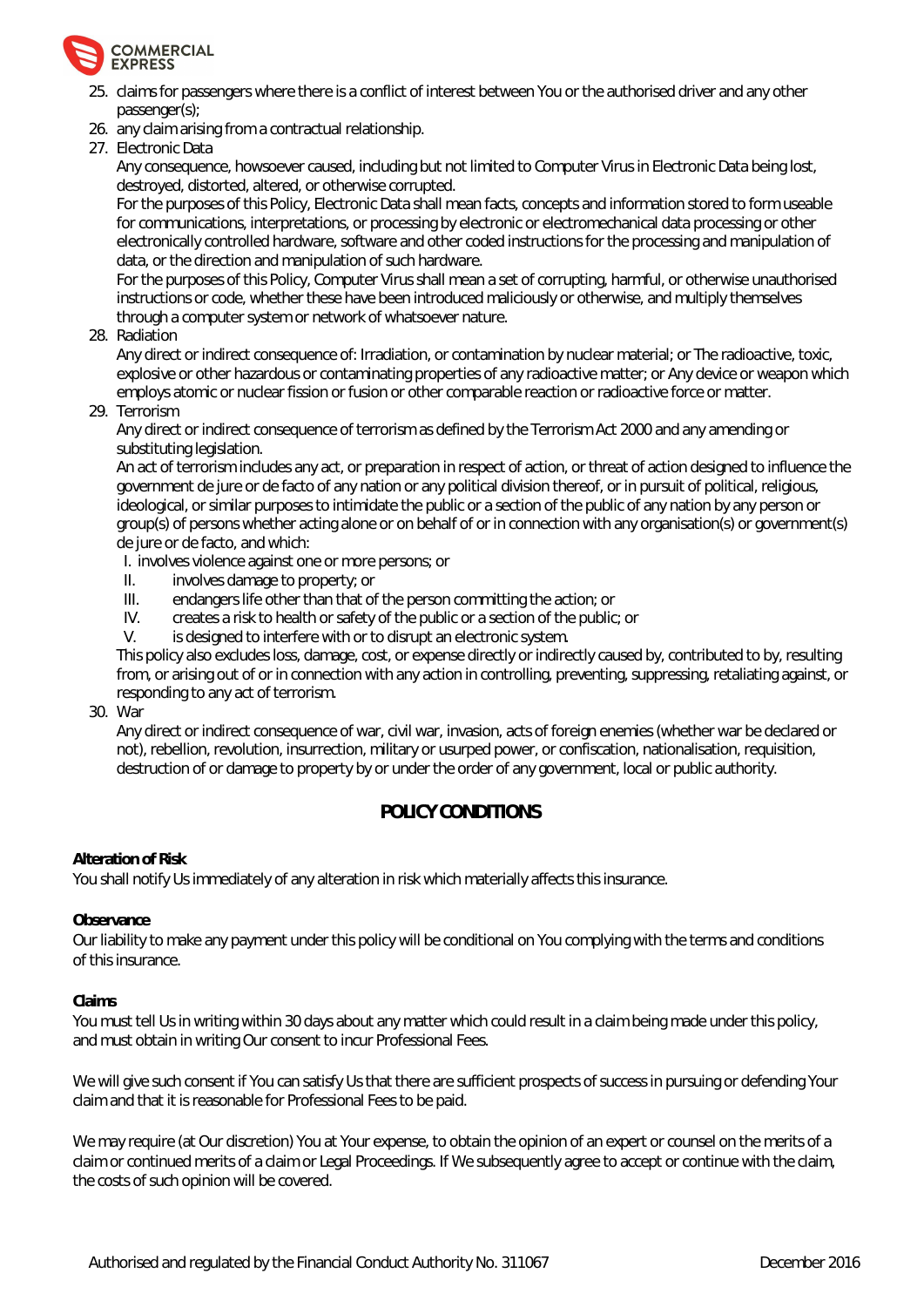25. claims for passengers where there is a conflict of interest between You or the authorised driver and any other passenger(s);
26. any claim arising from a contractual relationship.
27. Electronic Data

    Any consequence, howsoever caused, including but not limited to Computer Virus in Electronic Data being lost, destroyed, distorted, altered, or otherwise corrupted.

    For the purposes of this Policy, Electronic Data shall mean facts, concepts and information stored to form useable for communications, interpretations, or processing by electronic or electromechanical data processing or other electronically controlled hardware, software and other coded instructions for the processing and manipulation of data, or the direction and manipulation of such hardware.

    For the purposes of this Policy, Computer Virus shall mean a set of corrupting, harmful, or otherwise unauthorised instructions or code, whether these have been introduced maliciously or otherwise, and multiply themselves through a computer system or network of whatsoever nature.
28. Radiation

    Any direct or indirect consequence of: Irradiation, or contamination by nuclear material; or The radioactive, toxic, explosive or other hazardous or contaminating properties of any radioactive matter; or Any device or weapon which employs atomic or nuclear fission or fusion or other comparable reaction or radioactive force or matter.
29. Terrorism

    Any direct or indirect consequence of terrorism as defined by the Terrorism Act 2000 and any amending or substituting legislation.

    An act of terrorism includes any act, or preparation in respect of action, or threat of action designed to influence the government de jure or de facto of any nation or any political division thereof, or in pursuit of political, religious, ideological, or similar purposes to intimidate the public or a section of the public of any nation by any person or group(s) of persons whether acting alone or on behalf of or in connection with any organisation(s) or government(s) de jure or de facto, and which:

    I. involves violence against one or more persons; or
    II. involves damage to property; or
    III. endangers life other than that of the person committing the action; or
    IV. creates a risk to health or safety of the public or a section of the public; or
    V. is designed to interfere with or to disrupt an electronic system.

    This policy also excludes loss, damage, cost, or expense directly or indirectly caused by, contributed to by, resulting from, or arising out of or in connection with any action in controlling, preventing, suppressing, retaliating against, or responding to any act of terrorism.
30. War

    Any direct or indirect consequence of war, civil war, invasion, acts of foreign enemies (whether war be declared or not), rebellion, revolution, insurrection, military or usurped power, or confiscation, nationalisation, requisition, destruction of or damage to property by or under the order of any government, local or public authority.

## POLICY CONDITIONS

**Alteration of Risk**

You shall notify Us immediately of any alteration in risk which materially affects this insurance.

**Observance**

Our liability to make any payment under this policy will be conditional on You complying with the terms and conditions of this insurance.

**Claims**

You must tell Us in writing within 30 days about any matter which could result in a claim being made under this policy, and must obtain in writing Our consent to incur Professional Fees.

We will give such consent if You can satisfy Us that there are sufficient prospects of success in pursuing or defending Your claim and that it is reasonable for Professional Fees to be paid.

We may require (at Our discretion) You at Your expense, to obtain the opinion of an expert or counsel on the merits of a claim or continued merits of a claim or Legal Proceedings. If We subsequently agree to accept or continue with the claim, the costs of such opinion will be covered.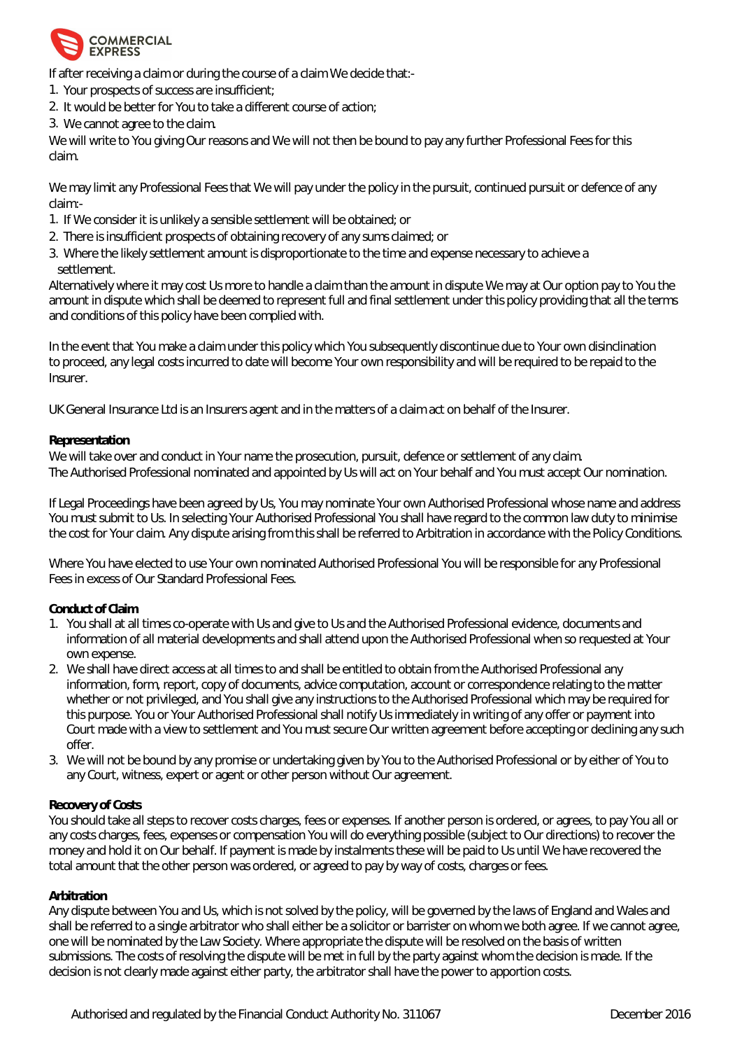If after receiving a claim or during the course of a claim We decide that:-

1. Your prospects of success are insufficient;
2. It would be better for You to take a different course of action;
3. We cannot agree to the claim.

We will write to You giving Our reasons and We will not then be bound to pay any further Professional Fees for this claim.

We may limit any Professional Fees that We will pay under the policy in the pursuit, continued pursuit or defence of any claim:-

1. If We consider it is unlikely a sensible settlement will be obtained; or
2. There is insufficient prospects of obtaining recovery of any sums claimed; or
3. Where the likely settlement amount is disproportionate to the time and expense necessary to achieve a settlement.

Alternatively where it may cost Us more to handle a claim than the amount in dispute We may at Our option pay to You the amount in dispute which shall be deemed to represent full and final settlement under this policy providing that all the terms and conditions of this policy have been complied with.

In the event that You make a claim under this policy which You subsequently discontinue due to Your own disinclination to proceed, any legal costs incurred to date will become Your own responsibility and will be required to be repaid to the Insurer.

UK General Insurance Ltd is an Insurers agent and in the matters of a claim act on behalf of the Insurer.

**Representation**

We will take over and conduct in Your name the prosecution, pursuit, defence or settlement of any claim.
The Authorised Professional nominated and appointed by Us will act on Your behalf and You must accept Our nomination.

If Legal Proceedings have been agreed by Us, You may nominate Your own Authorised Professional whose name and address You must submit to Us. In selecting Your Authorised Professional You shall have regard to the common law duty to minimise the cost for Your claim. Any dispute arising from this shall be referred to Arbitration in accordance with the Policy Conditions.

Where You have elected to use Your own nominated Authorised Professional You will be responsible for any Professional Fees in excess of Our Standard Professional Fees.

**Conduct of Claim**

1. You shall at all times co-operate with Us and give to Us and the Authorised Professional evidence, documents and information of all material developments and shall attend upon the Authorised Professional when so requested at Your own expense.
2. We shall have direct access at all times to and shall be entitled to obtain from the Authorised Professional any information, form, report, copy of documents, advice computation, account or correspondence relating to the matter whether or not privileged, and You shall give any instructions to the Authorised Professional which may be required for this purpose. You or Your Authorised Professional shall notify Us immediately in writing of any offer or payment into Court made with a view to settlement and You must secure Our written agreement before accepting or declining any such offer.
3. We will not be bound by any promise or undertaking given by You to the Authorised Professional or by either of You to any Court, witness, expert or agent or other person without Our agreement.

**Recovery of Costs**

You should take all steps to recover costs charges, fees or expenses. If another person is ordered, or agrees, to pay You all or any costs charges, fees, expenses or compensation You will do everything possible (subject to Our directions) to recover the money and hold it on Our behalf. If payment is made by instalments these will be paid to Us until We have recovered the total amount that the other person was ordered, or agreed to pay by way of costs, charges or fees.

**Arbitration**

Any dispute between You and Us, which is not solved by the policy, will be governed by the laws of England and Wales and shall be referred to a single arbitrator who shall either be a solicitor or barrister on whom we both agree. If we cannot agree, one will be nominated by the Law Society. Where appropriate the dispute will be resolved on the basis of written submissions. The costs of resolving the dispute will be met in full by the party against whom the decision is made. If the decision is not clearly made against either party, the arbitrator shall have the power to apportion costs.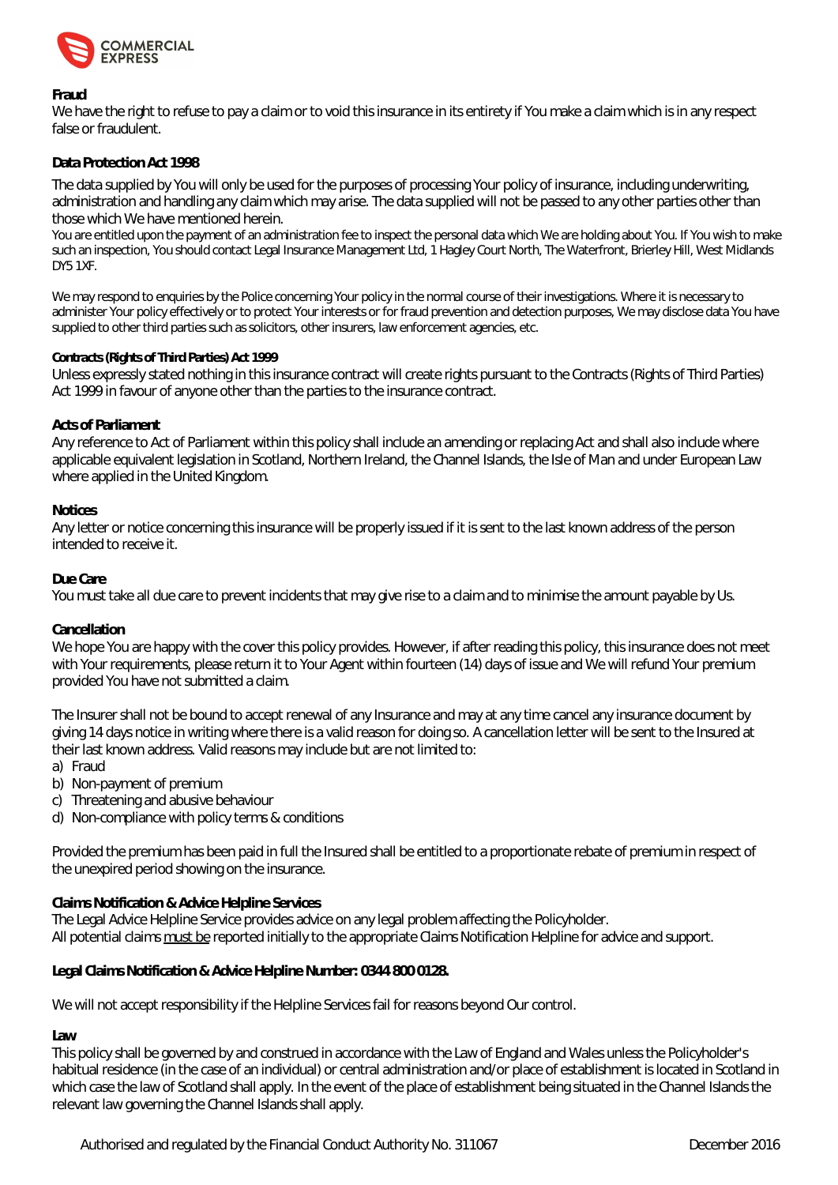**Fraud**

We have the right to refuse to pay a claim or to void this insurance in its entirety if You make a claim which is in any respect false or fraudulent.

**Data Protection Act 1998**

The data supplied by You will only be used for the purposes of processing Your policy of insurance, including underwriting, administration and handling any claim which may arise. The data supplied will not be passed to any other parties other than those which We have mentioned herein.

You are entitled upon the payment of an administration fee to inspect the personal data which We are holding about You. If You wish to make such an inspection, You should contact Legal Insurance Management Ltd, 1 Hagley Court North, The Waterfront, Brierley Hill, West Midlands DY5 1XF.

We may respond to enquiries by the Police concerning Your policy in the normal course of their investigations. Where it is necessary to administer Your policy effectively or to protect Your interests or for fraud prevention and detection purposes, We may disclose data You have supplied to other third parties such as solicitors, other insurers, law enforcement agencies, etc.

**Contracts (Rights of Third Parties) Act 1999**

Unless expressly stated nothing in this insurance contract will create rights pursuant to the Contracts (Rights of Third Parties) Act 1999 in favour of anyone other than the parties to the insurance contract.

**Acts of Parliament**

Any reference to Act of Parliament within this policy shall include an amending or replacing Act and shall also include where applicable equivalent legislation in Scotland, Northern Ireland, the Channel Islands, the Isle of Man and under European Law where applied in the United Kingdom.

**Notices**

Any letter or notice concerning this insurance will be properly issued if it is sent to the last known address of the person intended to receive it.

**Due Care**

You must take all due care to prevent incidents that may give rise to a claim and to minimise the amount payable by Us.

**Cancellation**

We hope You are happy with the cover this policy provides. However, if after reading this policy, this insurance does not meet with Your requirements, please return it to Your Agent within fourteen (14) days of issue and We will refund Your premium provided You have not submitted a claim.

The Insurer shall not be bound to accept renewal of any Insurance and may at any time cancel any insurance document by giving 14 days notice in writing where there is a valid reason for doing so. A cancellation letter will be sent to the Insured at their last known address. Valid reasons may include but are not limited to:

a) Fraud
b) Non-payment of premium
c) Threatening and abusive behaviour
d) Non-compliance with policy terms & conditions

Provided the premium has been paid in full the Insured shall be entitled to a proportionate rebate of premium in respect of the unexpired period showing on the insurance.

**Claims Notification & Advice Helpline Services**

The Legal Advice Helpline Service provides advice on any legal problem affecting the Policyholder.
All potential claims must be reported initially to the appropriate Claims Notification Helpline for advice and support.

**Legal Claims Notification & Advice Helpline Number: 0344 800 0128.**

We will not accept responsibility if the Helpline Services fail for reasons beyond Our control.

**Law**

This policy shall be governed by and construed in accordance with the Law of England and Wales unless the Policyholder's habitual residence (in the case of an individual) or central administration and/or place of establishment is located in Scotland in which case the law of Scotland shall apply. In the event of the place of establishment being situated in the Channel Islands the relevant law governing the Channel Islands shall apply.

Authorised and regulated by the Financial Conduct Authority No. 311067 — December 2016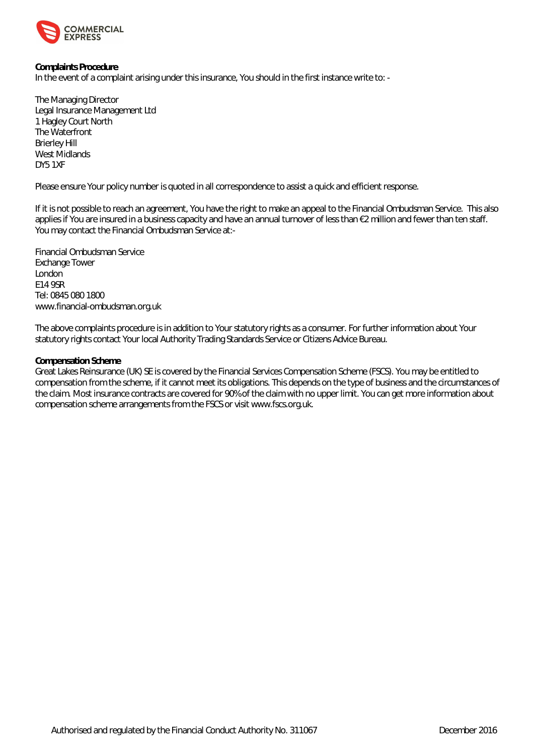**Complaints Procedure**
In the event of a complaint arising under this insurance, You should in the first instance write to: -

The Managing Director
Legal Insurance Management Ltd
1 Hagley Court North
The Waterfront
Brierley Hill
West Midlands
DY5 1XF

Please ensure Your policy number is quoted in all correspondence to assist a quick and efficient response.

If it is not possible to reach an agreement, You have the right to make an appeal to the Financial Ombudsman Service. This also applies if You are insured in a business capacity and have an annual turnover of less than €2 million and fewer than ten staff. You may contact the Financial Ombudsman Service at:-

Financial Ombudsman Service
Exchange Tower
London
E14 9SR
Tel: 0845 080 1800
www.financial-ombudsman.org.uk

The above complaints procedure is in addition to Your statutory rights as a consumer. For further information about Your statutory rights contact Your local Authority Trading Standards Service or Citizens Advice Bureau.

**Compensation Scheme**
Great Lakes Reinsurance (UK) SE is covered by the Financial Services Compensation Scheme (FSCS). You may be entitled to compensation from the scheme, if it cannot meet its obligations. This depends on the type of business and the circumstances of the claim. Most insurance contracts are covered for 90% of the claim with no upper limit. You can get more information about compensation scheme arrangements from the FSCS or visit www.fscs.org.uk.

Authorised and regulated by the Financial Conduct Authority No. 311067 December 2016